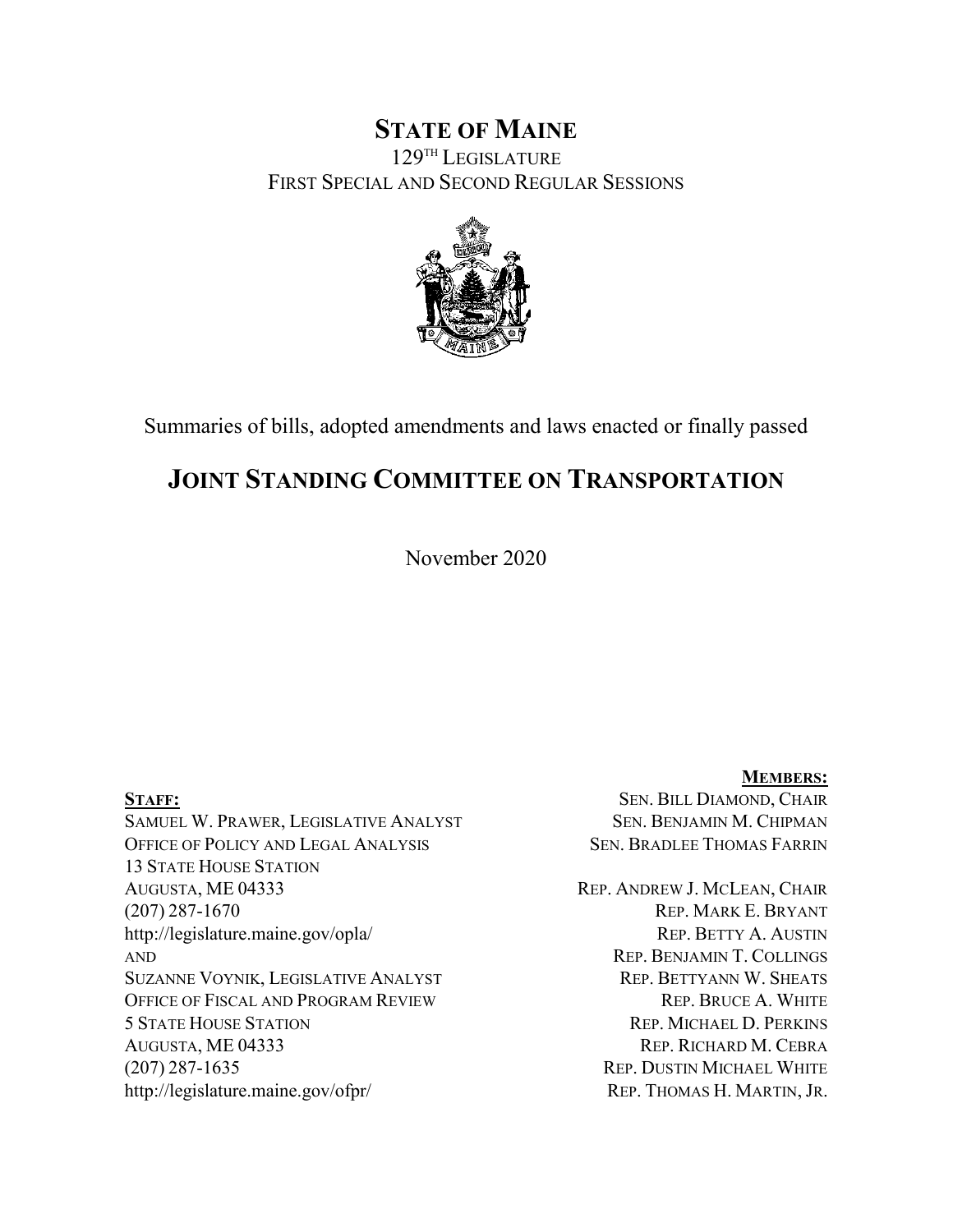# STATE OF MAINE

129TH LEGISLATURE
FIRST SPECIAL AND SECOND REGULAR SESSIONS

Summaries of bills, adopted amendments and laws enacted or finally passed

## JOINT STANDING COMMITTEE ON TRANSPORTATION

November 2020

**MEMBERS:**

SEN. BILL DIAMOND, CHAIR
SEN. BENJAMIN M. CHIPMAN
SEN. BRADLEE THOMAS FARRIN

REP. ANDREW J. MCLEAN, CHAIR
REP. MARK E. BRYANT
REP. BETTY A. AUSTIN
REP. BENJAMIN T. COLLINGS
REP. BETTYANN W. SHEATS
REP. BRUCE A. WHITE
REP. MICHAEL D. PERKINS
REP. RICHARD M. CEBRA
REP. DUSTIN MICHAEL WHITE
REP. THOMAS H. MARTIN, JR.

**STAFF:**

SAMUEL W. PRAWER, LEGISLATIVE ANALYST
OFFICE OF POLICY AND LEGAL ANALYSIS
13 STATE HOUSE STATION
AUGUSTA, ME 04333
(207) 287-1670
http://legislature.maine.gov/opla/
AND
SUZANNE VOYNIK, LEGISLATIVE ANALYST
OFFICE OF FISCAL AND PROGRAM REVIEW
5 STATE HOUSE STATION
AUGUSTA, ME 04333
(207) 287-1635
http://legislature.maine.gov/ofpr/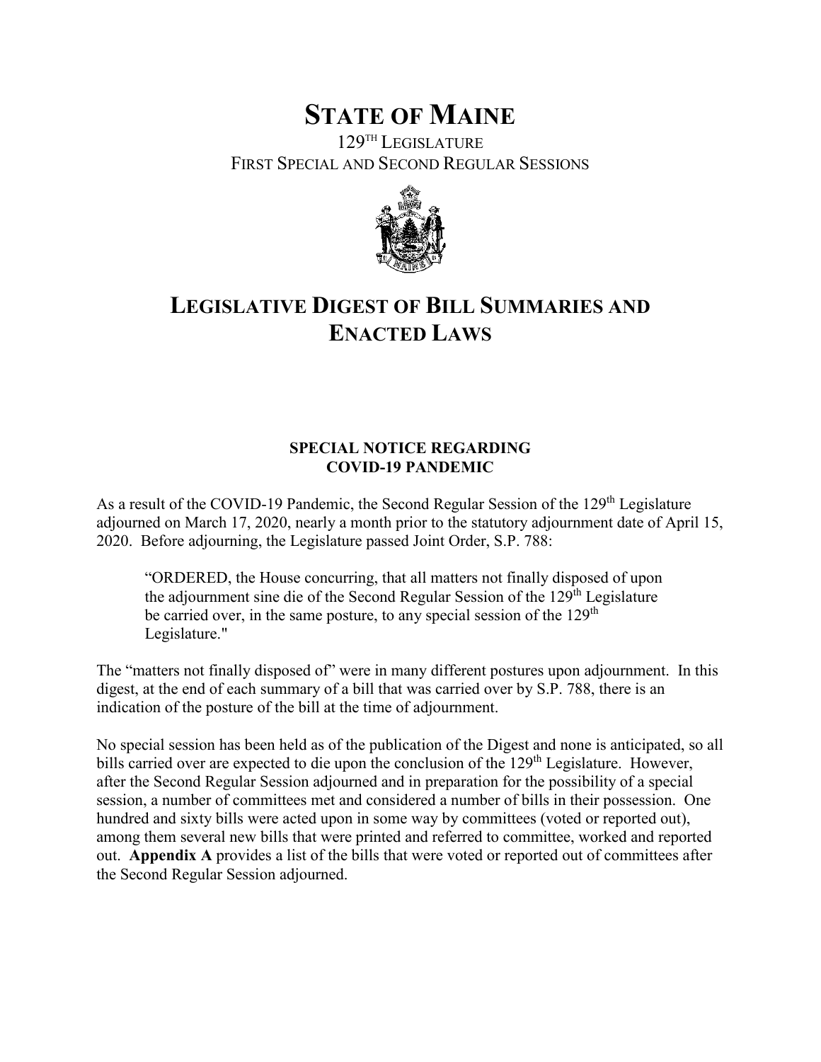# State of Maine

129TH LEGISLATURE
FIRST SPECIAL AND SECOND REGULAR SESSIONS

# Legislative Digest of Bill Summaries and Enacted Laws

**SPECIAL NOTICE REGARDING COVID-19 PANDEMIC**

As a result of the COVID-19 Pandemic, the Second Regular Session of the 129th Legislature adjourned on March 17, 2020, nearly a month prior to the statutory adjournment date of April 15, 2020. Before adjourning, the Legislature passed Joint Order, S.P. 788:

> "ORDERED, the House concurring, that all matters not finally disposed of upon the adjournment sine die of the Second Regular Session of the 129th Legislature be carried over, in the same posture, to any special session of the 129th Legislature."

The "matters not finally disposed of" were in many different postures upon adjournment. In this digest, at the end of each summary of a bill that was carried over by S.P. 788, there is an indication of the posture of the bill at the time of adjournment.

No special session has been held as of the publication of the Digest and none is anticipated, so all bills carried over are expected to die upon the conclusion of the 129th Legislature. However, after the Second Regular Session adjourned and in preparation for the possibility of a special session, a number of committees met and considered a number of bills in their possession. One hundred and sixty bills were acted upon in some way by committees (voted or reported out), among them several new bills that were printed and referred to committee, worked and reported out. **Appendix A** provides a list of the bills that were voted or reported out of committees after the Second Regular Session adjourned.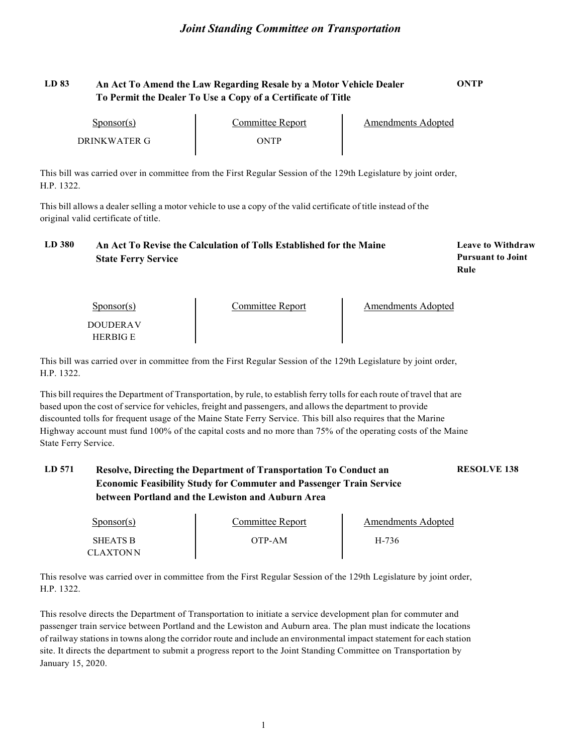## Joint Standing Committee on Transportation

### LD 83 — An Act To Amend the Law Regarding Resale by a Motor Vehicle Dealer To Permit the Dealer To Use a Copy of a Certificate of Title — **ONTP**

| Sponsor(s) | Committee Report | Amendments Adopted |
|---|---|---|
| DRINKWATER G | ONTP | |

This bill was carried over in committee from the First Regular Session of the 129th Legislature by joint order, H.P. 1322.

This bill allows a dealer selling a motor vehicle to use a copy of the valid certificate of title instead of the original valid certificate of title.

### LD 380 — An Act To Revise the Calculation of Tolls Established for the Maine State Ferry Service — **Leave to Withdraw Pursuant to Joint Rule**

| Sponsor(s) | Committee Report | Amendments Adopted |
|---|---|---|
| DOUDERA V<br>HERBIG E | | |

This bill was carried over in committee from the First Regular Session of the 129th Legislature by joint order, H.P. 1322.

This bill requires the Department of Transportation, by rule, to establish ferry tolls for each route of travel that are based upon the cost of service for vehicles, freight and passengers, and allows the department to provide discounted tolls for frequent usage of the Maine State Ferry Service. This bill also requires that the Marine Highway account must fund 100% of the capital costs and no more than 75% of the operating costs of the Maine State Ferry Service.

### LD 571 — Resolve, Directing the Department of Transportation To Conduct an Economic Feasibility Study for Commuter and Passenger Train Service between Portland and the Lewiston and Auburn Area — **RESOLVE 138**

| Sponsor(s) | Committee Report | Amendments Adopted |
|---|---|---|
| SHEATS B<br>CLAXTON N | OTP-AM | H-736 |

This resolve was carried over in committee from the First Regular Session of the 129th Legislature by joint order, H.P. 1322.

This resolve directs the Department of Transportation to initiate a service development plan for commuter and passenger train service between Portland and the Lewiston and Auburn area. The plan must indicate the locations of railway stations in towns along the corridor route and include an environmental impact statement for each station site. It directs the department to submit a progress report to the Joint Standing Committee on Transportation by January 15, 2020.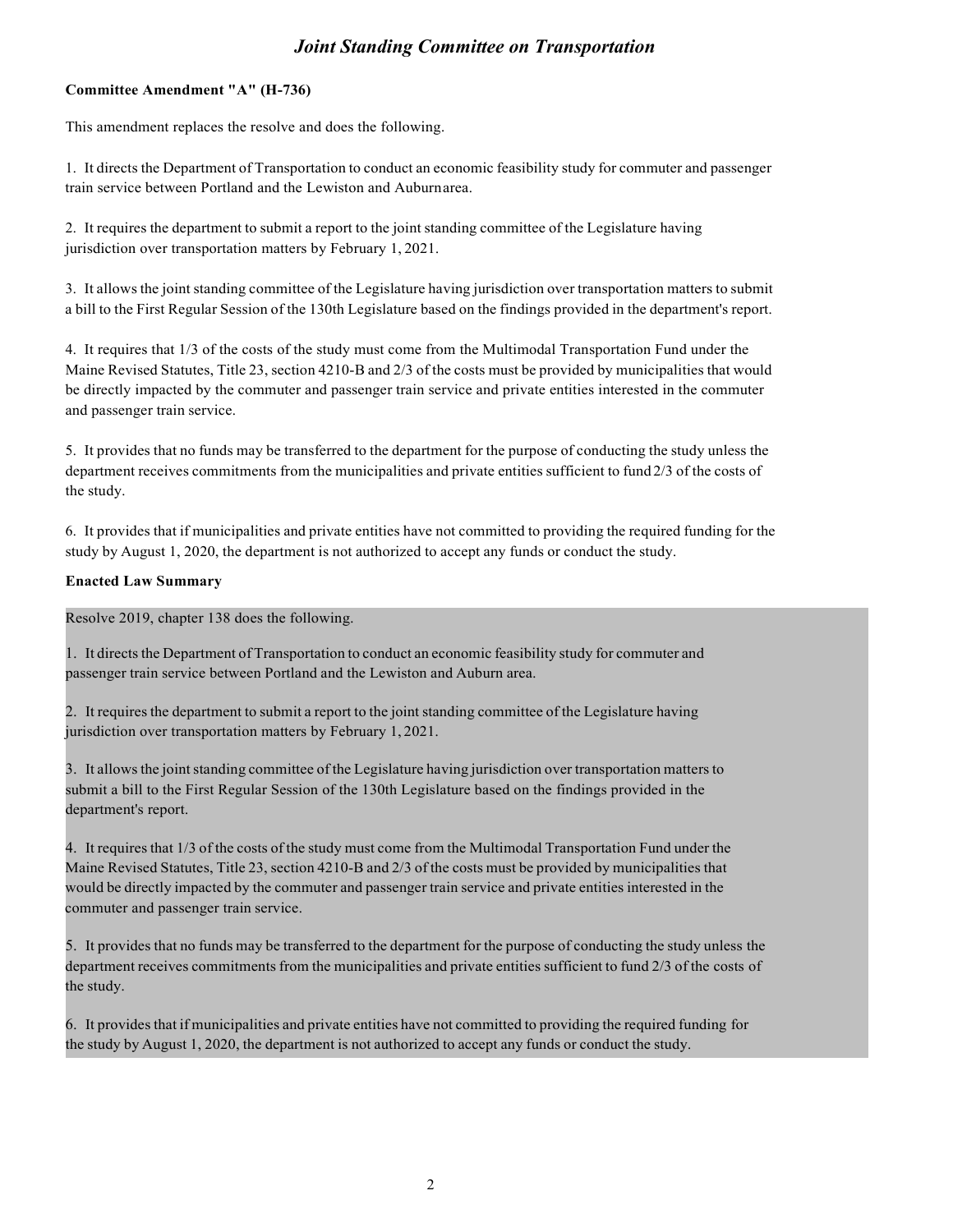**Committee Amendment "A" (H-736)**

This amendment replaces the resolve and does the following.

1. It directs the Department of Transportation to conduct an economic feasibility study for commuter and passenger train service between Portland and the Lewiston and Auburn area.

2. It requires the department to submit a report to the joint standing committee of the Legislature having jurisdiction over transportation matters by February 1, 2021.

3. It allows the joint standing committee of the Legislature having jurisdiction over transportation matters to submit a bill to the First Regular Session of the 130th Legislature based on the findings provided in the department's report.

4. It requires that 1/3 of the costs of the study must come from the Multimodal Transportation Fund under the Maine Revised Statutes, Title 23, section 4210-B and 2/3 of the costs must be provided by municipalities that would be directly impacted by the commuter and passenger train service and private entities interested in the commuter and passenger train service.

5. It provides that no funds may be transferred to the department for the purpose of conducting the study unless the department receives commitments from the municipalities and private entities sufficient to fund 2/3 of the costs of the study.

6. It provides that if municipalities and private entities have not committed to providing the required funding for the study by August 1, 2020, the department is not authorized to accept any funds or conduct the study.

**Enacted Law Summary**

Resolve 2019, chapter 138 does the following.

1. It directs the Department of Transportation to conduct an economic feasibility study for commuter and passenger train service between Portland and the Lewiston and Auburn area.

2. It requires the department to submit a report to the joint standing committee of the Legislature having jurisdiction over transportation matters by February 1, 2021.

3. It allows the joint standing committee of the Legislature having jurisdiction over transportation matters to submit a bill to the First Regular Session of the 130th Legislature based on the findings provided in the department's report.

4. It requires that 1/3 of the costs of the study must come from the Multimodal Transportation Fund under the Maine Revised Statutes, Title 23, section 4210-B and 2/3 of the costs must be provided by municipalities that would be directly impacted by the commuter and passenger train service and private entities interested in the commuter and passenger train service.

5. It provides that no funds may be transferred to the department for the purpose of conducting the study unless the department receives commitments from the municipalities and private entities sufficient to fund 2/3 of the costs of the study.

6. It provides that if municipalities and private entities have not committed to providing the required funding for the study by August 1, 2020, the department is not authorized to accept any funds or conduct the study.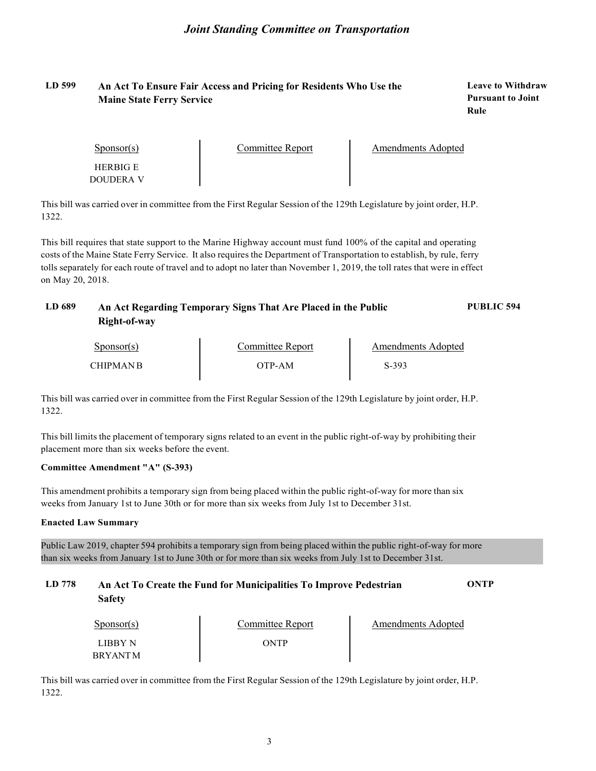**LD 599 An Act To Ensure Fair Access and Pricing for Residents Who Use the Maine State Ferry Service** — **Leave to Withdraw Pursuant to Joint Rule**

| Sponsor(s) | Committee Report | Amendments Adopted |
| --- | --- | --- |
| HERBIG E<br>DOUDERA V | | |

This bill was carried over in committee from the First Regular Session of the 129th Legislature by joint order, H.P. 1322.

This bill requires that state support to the Marine Highway account must fund 100% of the capital and operating costs of the Maine State Ferry Service. It also requires the Department of Transportation to establish, by rule, ferry tolls separately for each route of travel and to adopt no later than November 1, 2019, the toll rates that were in effect on May 20, 2018.

**LD 689 An Act Regarding Temporary Signs That Are Placed in the Public Right-of-way** — **PUBLIC 594**

| Sponsor(s) | Committee Report | Amendments Adopted |
| --- | --- | --- |
| CHIPMAN B | OTP-AM | S-393 |

This bill was carried over in committee from the First Regular Session of the 129th Legislature by joint order, H.P. 1322.

This bill limits the placement of temporary signs related to an event in the public right-of-way by prohibiting their placement more than six weeks before the event.

**Committee Amendment "A" (S-393)**

This amendment prohibits a temporary sign from being placed within the public right-of-way for more than six weeks from January 1st to June 30th or for more than six weeks from July 1st to December 31st.

**Enacted Law Summary**

Public Law 2019, chapter 594 prohibits a temporary sign from being placed within the public right-of-way for more than six weeks from January 1st to June 30th or for more than six weeks from July 1st to December 31st.

**LD 778 An Act To Create the Fund for Municipalities To Improve Pedestrian Safety** — **ONTP**

| Sponsor(s) | Committee Report | Amendments Adopted |
| --- | --- | --- |
| LIBBY N<br>BRYANT M | ONTP | |

This bill was carried over in committee from the First Regular Session of the 129th Legislature by joint order, H.P. 1322.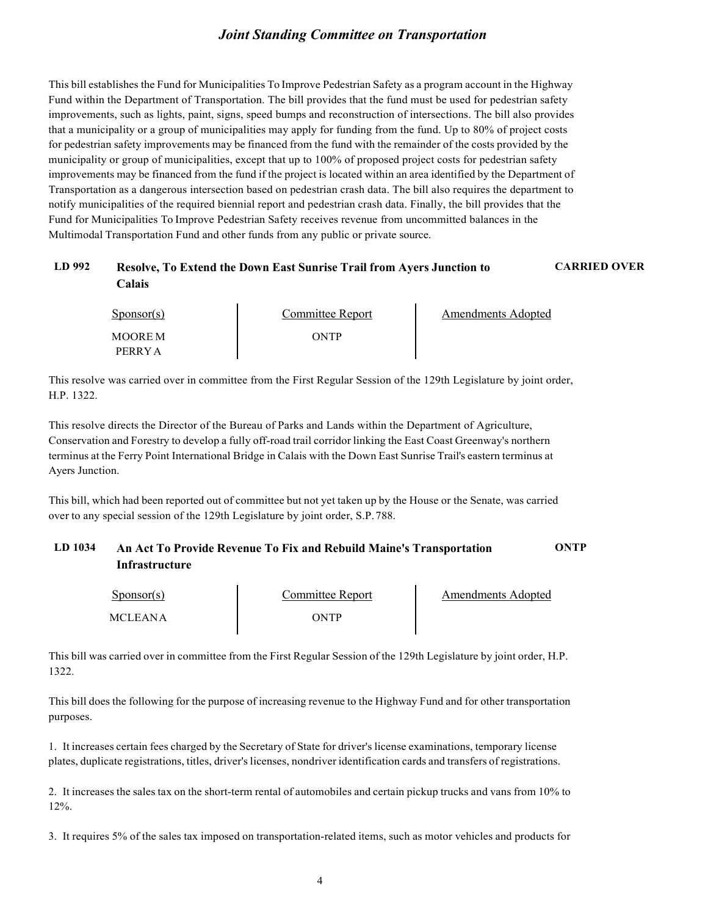This bill establishes the Fund for Municipalities To Improve Pedestrian Safety as a program account in the Highway Fund within the Department of Transportation. The bill provides that the fund must be used for pedestrian safety improvements, such as lights, paint, signs, speed bumps and reconstruction of intersections. The bill also provides that a municipality or a group of municipalities may apply for funding from the fund. Up to 80% of project costs for pedestrian safety improvements may be financed from the fund with the remainder of the costs provided by the municipality or group of municipalities, except that up to 100% of proposed project costs for pedestrian safety improvements may be financed from the fund if the project is located within an area identified by the Department of Transportation as a dangerous intersection based on pedestrian crash data. The bill also requires the department to notify municipalities of the required biennial report and pedestrian crash data. Finally, the bill provides that the Fund for Municipalities To Improve Pedestrian Safety receives revenue from uncommitted balances in the Multimodal Transportation Fund and other funds from any public or private source.

## LD 992 Resolve, To Extend the Down East Sunrise Trail from Ayers Junction to Calais — CARRIED OVER

| Sponsor(s) | Committee Report | Amendments Adopted |
|---|---|---|
| MOORE M<br>PERRY A | ONTP | |

This resolve was carried over in committee from the First Regular Session of the 129th Legislature by joint order, H.P. 1322.

This resolve directs the Director of the Bureau of Parks and Lands within the Department of Agriculture, Conservation and Forestry to develop a fully off-road trail corridor linking the East Coast Greenway's northern terminus at the Ferry Point International Bridge in Calais with the Down East Sunrise Trail's eastern terminus at Ayers Junction.

This bill, which had been reported out of committee but not yet taken up by the House or the Senate, was carried over to any special session of the 129th Legislature by joint order, S.P. 788.

## LD 1034 An Act To Provide Revenue To Fix and Rebuild Maine's Transportation Infrastructure — ONTP

| Sponsor(s) | Committee Report | Amendments Adopted |
|---|---|---|
| MCLEAN A | ONTP | |

This bill was carried over in committee from the First Regular Session of the 129th Legislature by joint order, H.P. 1322.

This bill does the following for the purpose of increasing revenue to the Highway Fund and for other transportation purposes.

1. It increases certain fees charged by the Secretary of State for driver's license examinations, temporary license plates, duplicate registrations, titles, driver's licenses, nondriver identification cards and transfers of registrations.

2. It increases the sales tax on the short-term rental of automobiles and certain pickup trucks and vans from 10% to 12%.

3. It requires 5% of the sales tax imposed on transportation-related items, such as motor vehicles and products for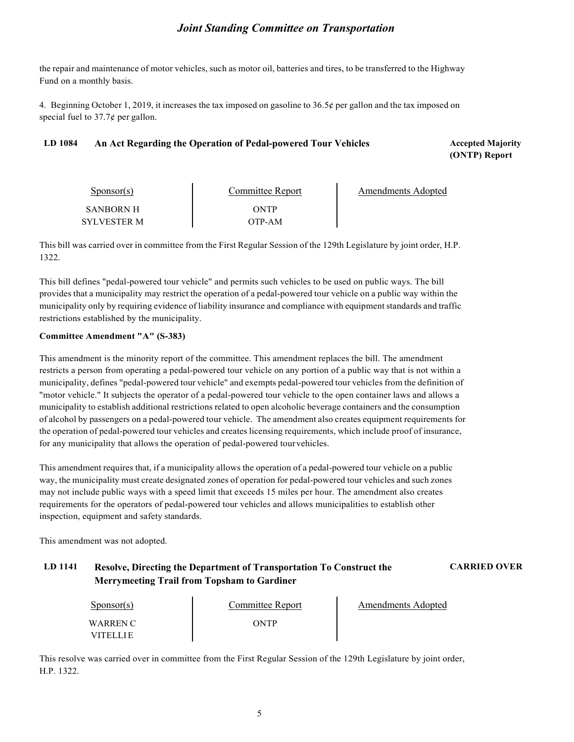the repair and maintenance of motor vehicles, such as motor oil, batteries and tires, to be transferred to the Highway Fund on a monthly basis.

4. Beginning October 1, 2019, it increases the tax imposed on gasoline to 36.5¢ per gallon and the tax imposed on special fuel to 37.7¢ per gallon.

### LD 1084 An Act Regarding the Operation of Pedal-powered Tour Vehicles

**Accepted Majority (ONTP) Report**

| Sponsor(s) | Committee Report | Amendments Adopted |
|---|---|---|
| SANBORN H | ONTP | |
| SYLVESTER M | OTP-AM | |

This bill was carried over in committee from the First Regular Session of the 129th Legislature by joint order, H.P. 1322.

This bill defines "pedal-powered tour vehicle" and permits such vehicles to be used on public ways. The bill provides that a municipality may restrict the operation of a pedal-powered tour vehicle on a public way within the municipality only by requiring evidence of liability insurance and compliance with equipment standards and traffic restrictions established by the municipality.

**Committee Amendment "A" (S-383)**

This amendment is the minority report of the committee. This amendment replaces the bill. The amendment restricts a person from operating a pedal-powered tour vehicle on any portion of a public way that is not within a municipality, defines "pedal-powered tour vehicle" and exempts pedal-powered tour vehicles from the definition of "motor vehicle." It subjects the operator of a pedal-powered tour vehicle to the open container laws and allows a municipality to establish additional restrictions related to open alcoholic beverage containers and the consumption of alcohol by passengers on a pedal-powered tour vehicle. The amendment also creates equipment requirements for the operation of pedal-powered tour vehicles and creates licensing requirements, which include proof of insurance, for any municipality that allows the operation of pedal-powered tour vehicles.

This amendment requires that, if a municipality allows the operation of a pedal-powered tour vehicle on a public way, the municipality must create designated zones of operation for pedal-powered tour vehicles and such zones may not include public ways with a speed limit that exceeds 15 miles per hour. The amendment also creates requirements for the operators of pedal-powered tour vehicles and allows municipalities to establish other inspection, equipment and safety standards.

This amendment was not adopted.

### LD 1141 Resolve, Directing the Department of Transportation To Construct the Merrymeeting Trail from Topsham to Gardiner

**CARRIED OVER**

| Sponsor(s) | Committee Report | Amendments Adopted |
|---|---|---|
| WARREN C | ONTP | |
| VITELLI E | | |

This resolve was carried over in committee from the First Regular Session of the 129th Legislature by joint order, H.P. 1322.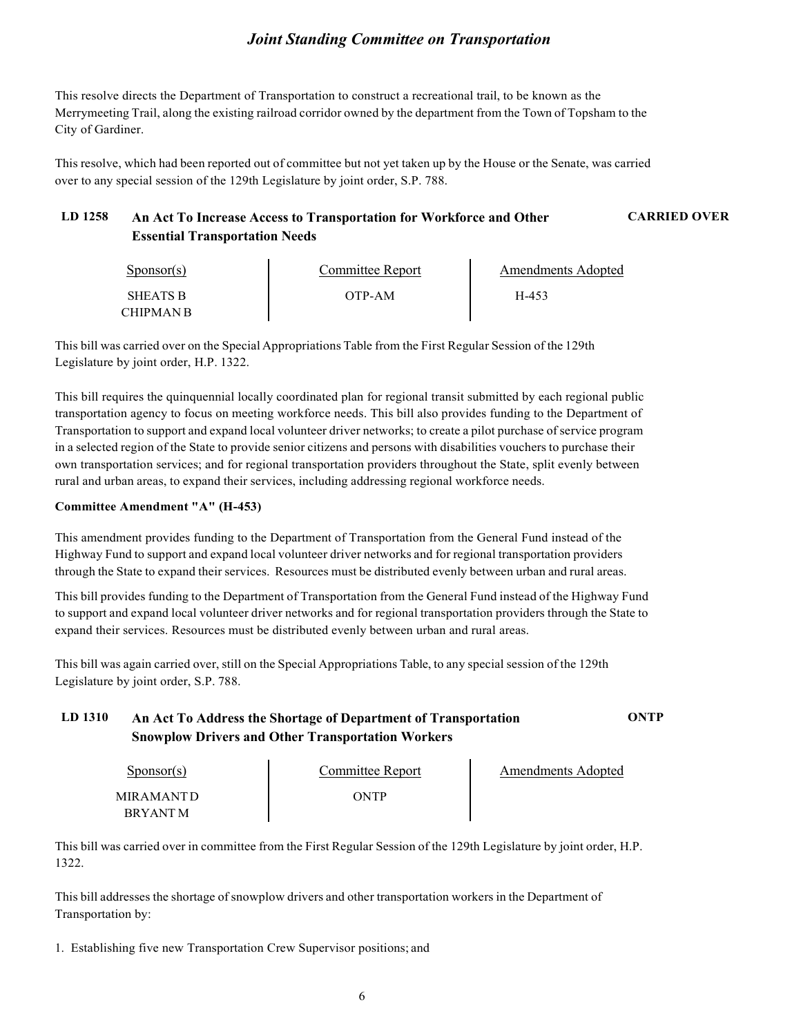This resolve directs the Department of Transportation to construct a recreational trail, to be known as the Merrymeeting Trail, along the existing railroad corridor owned by the department from the Town of Topsham to the City of Gardiner.

This resolve, which had been reported out of committee but not yet taken up by the House or the Senate, was carried over to any special session of the 129th Legislature by joint order, S.P. 788.

### LD 1258 An Act To Increase Access to Transportation for Workforce and Other Essential Transportation Needs — CARRIED OVER

| Sponsor(s) | Committee Report | Amendments Adopted |
|---|---|---|
| SHEATS B<br>CHIPMAN B | OTP-AM | H-453 |

This bill was carried over on the Special Appropriations Table from the First Regular Session of the 129th Legislature by joint order, H.P. 1322.

This bill requires the quinquennial locally coordinated plan for regional transit submitted by each regional public transportation agency to focus on meeting workforce needs. This bill also provides funding to the Department of Transportation to support and expand local volunteer driver networks; to create a pilot purchase of service program in a selected region of the State to provide senior citizens and persons with disabilities vouchers to purchase their own transportation services; and for regional transportation providers throughout the State, split evenly between rural and urban areas, to expand their services, including addressing regional workforce needs.

**Committee Amendment "A" (H-453)**

This amendment provides funding to the Department of Transportation from the General Fund instead of the Highway Fund to support and expand local volunteer driver networks and for regional transportation providers through the State to expand their services. Resources must be distributed evenly between urban and rural areas.

This bill provides funding to the Department of Transportation from the General Fund instead of the Highway Fund to support and expand local volunteer driver networks and for regional transportation providers through the State to expand their services. Resources must be distributed evenly between urban and rural areas.

This bill was again carried over, still on the Special Appropriations Table, to any special session of the 129th Legislature by joint order, S.P. 788.

### LD 1310 An Act To Address the Shortage of Department of Transportation Snowplow Drivers and Other Transportation Workers — ONTP

| Sponsor(s) | Committee Report | Amendments Adopted |
|---|---|---|
| MIRAMANT D<br>BRYANT M | ONTP | |

This bill was carried over in committee from the First Regular Session of the 129th Legislature by joint order, H.P. 1322.

This bill addresses the shortage of snowplow drivers and other transportation workers in the Department of Transportation by:

1. Establishing five new Transportation Crew Supervisor positions; and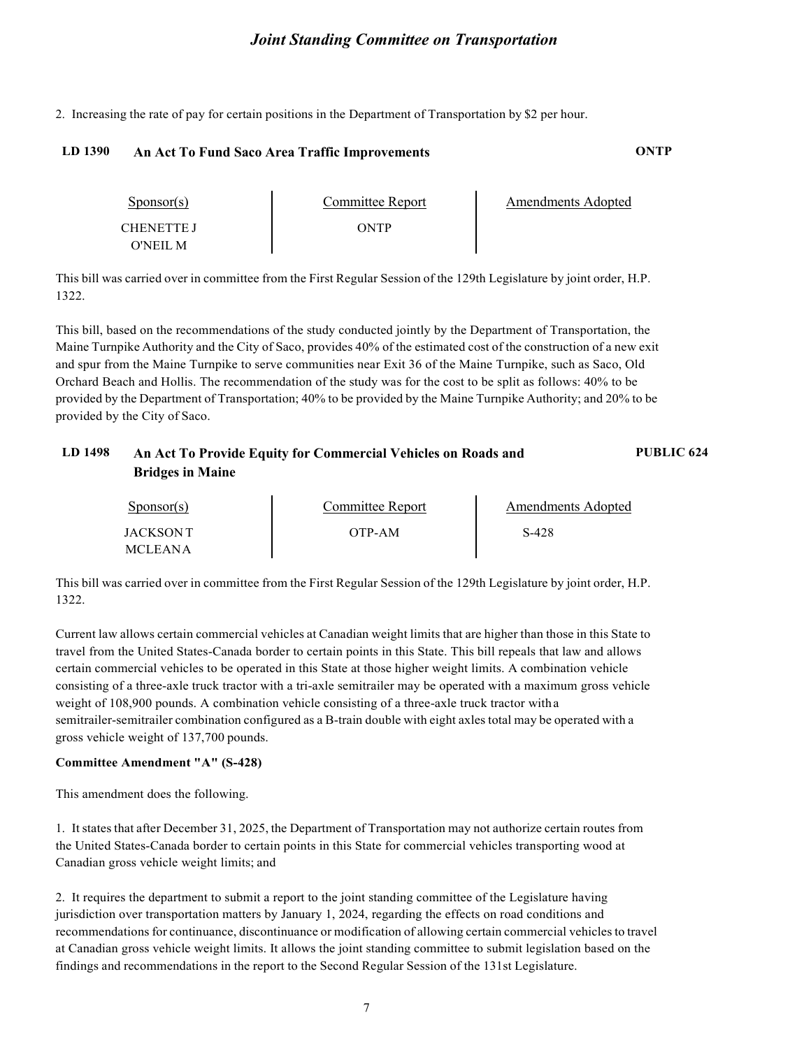2. Increasing the rate of pay for certain positions in the Department of Transportation by $2 per hour.

### LD 1390 An Act To Fund Saco Area Traffic Improvements — ONTP

| Sponsor(s) | Committee Report | Amendments Adopted |
|---|---|---|
| CHENETTE J<br>O'NEIL M | ONTP | |

This bill was carried over in committee from the First Regular Session of the 129th Legislature by joint order, H.P. 1322.

This bill, based on the recommendations of the study conducted jointly by the Department of Transportation, the Maine Turnpike Authority and the City of Saco, provides 40% of the estimated cost of the construction of a new exit and spur from the Maine Turnpike to serve communities near Exit 36 of the Maine Turnpike, such as Saco, Old Orchard Beach and Hollis. The recommendation of the study was for the cost to be split as follows: 40% to be provided by the Department of Transportation; 40% to be provided by the Maine Turnpike Authority; and 20% to be provided by the City of Saco.

### LD 1498 An Act To Provide Equity for Commercial Vehicles on Roads and Bridges in Maine — PUBLIC 624

| Sponsor(s) | Committee Report | Amendments Adopted |
|---|---|---|
| JACKSON T<br>MCLEAN A | OTP-AM | S-428 |

This bill was carried over in committee from the First Regular Session of the 129th Legislature by joint order, H.P. 1322.

Current law allows certain commercial vehicles at Canadian weight limits that are higher than those in this State to travel from the United States-Canada border to certain points in this State. This bill repeals that law and allows certain commercial vehicles to be operated in this State at those higher weight limits. A combination vehicle consisting of a three-axle truck tractor with a tri-axle semitrailer may be operated with a maximum gross vehicle weight of 108,900 pounds. A combination vehicle consisting of a three-axle truck tractor with a semitrailer-semitrailer combination configured as a B-train double with eight axles total may be operated with a gross vehicle weight of 137,700 pounds.

**Committee Amendment "A" (S-428)**

This amendment does the following.

1. It states that after December 31, 2025, the Department of Transportation may not authorize certain routes from the United States-Canada border to certain points in this State for commercial vehicles transporting wood at Canadian gross vehicle weight limits; and

2. It requires the department to submit a report to the joint standing committee of the Legislature having jurisdiction over transportation matters by January 1, 2024, regarding the effects on road conditions and recommendations for continuance, discontinuance or modification of allowing certain commercial vehicles to travel at Canadian gross vehicle weight limits. It allows the joint standing committee to submit legislation based on the findings and recommendations in the report to the Second Regular Session of the 131st Legislature.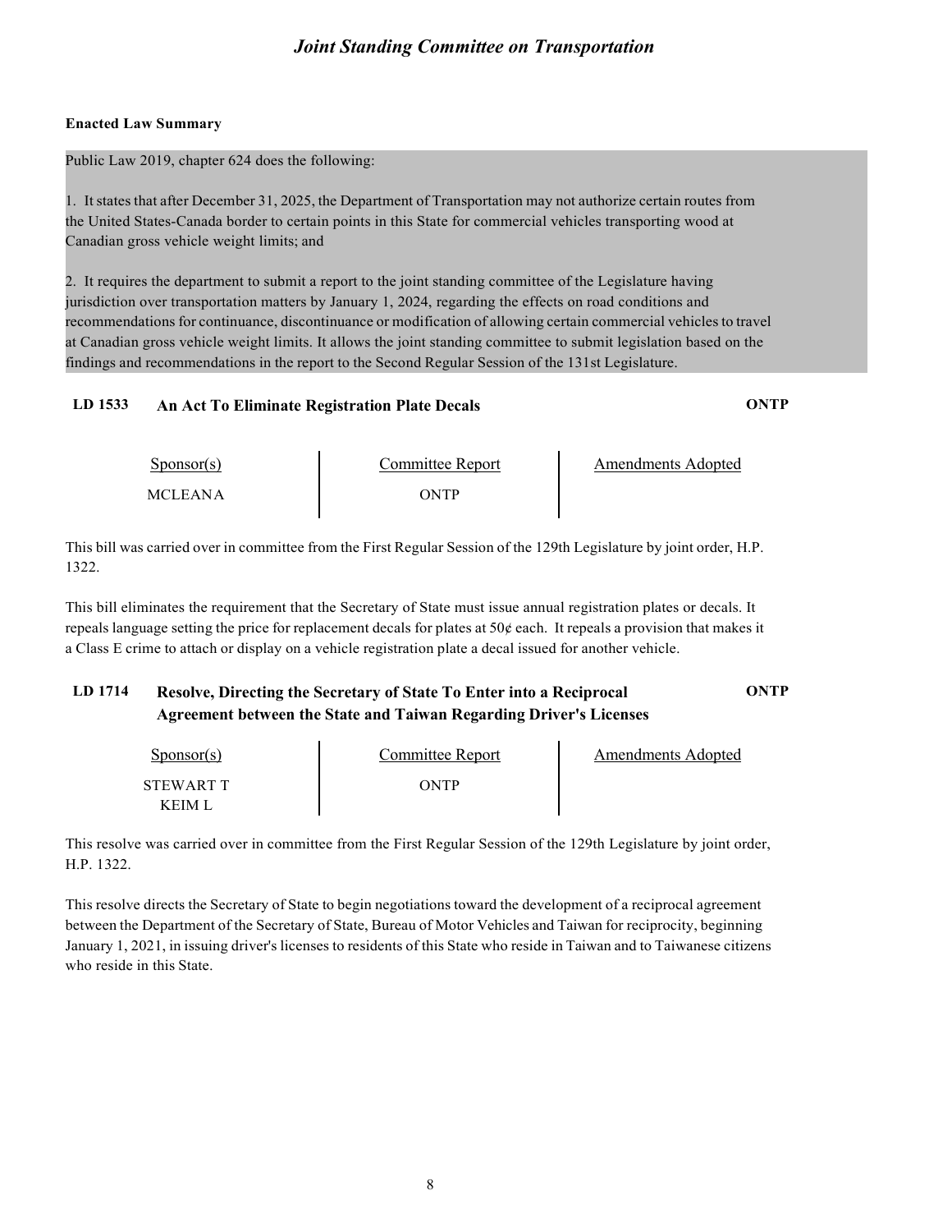**Enacted Law Summary**

Public Law 2019, chapter 624 does the following:

1. It states that after December 31, 2025, the Department of Transportation may not authorize certain routes from the United States-Canada border to certain points in this State for commercial vehicles transporting wood at Canadian gross vehicle weight limits; and

2. It requires the department to submit a report to the joint standing committee of the Legislature having jurisdiction over transportation matters by January 1, 2024, regarding the effects on road conditions and recommendations for continuance, discontinuance or modification of allowing certain commercial vehicles to travel at Canadian gross vehicle weight limits. It allows the joint standing committee to submit legislation based on the findings and recommendations in the report to the Second Regular Session of the 131st Legislature.

### LD 1533 An Act To Eliminate Registration Plate Decals — ONTP

| Sponsor(s) | Committee Report | Amendments Adopted |
|---|---|---|
| MCLEANA | ONTP | |

This bill was carried over in committee from the First Regular Session of the 129th Legislature by joint order, H.P. 1322.

This bill eliminates the requirement that the Secretary of State must issue annual registration plates or decals. It repeals language setting the price for replacement decals for plates at 50¢ each. It repeals a provision that makes it a Class E crime to attach or display on a vehicle registration plate a decal issued for another vehicle.

### LD 1714 Resolve, Directing the Secretary of State To Enter into a Reciprocal Agreement between the State and Taiwan Regarding Driver's Licenses — ONTP

| Sponsor(s) | Committee Report | Amendments Adopted |
|---|---|---|
| STEWART T<br>KEIM L | ONTP | |

This resolve was carried over in committee from the First Regular Session of the 129th Legislature by joint order, H.P. 1322.

This resolve directs the Secretary of State to begin negotiations toward the development of a reciprocal agreement between the Department of the Secretary of State, Bureau of Motor Vehicles and Taiwan for reciprocity, beginning January 1, 2021, in issuing driver's licenses to residents of this State who reside in Taiwan and to Taiwanese citizens who reside in this State.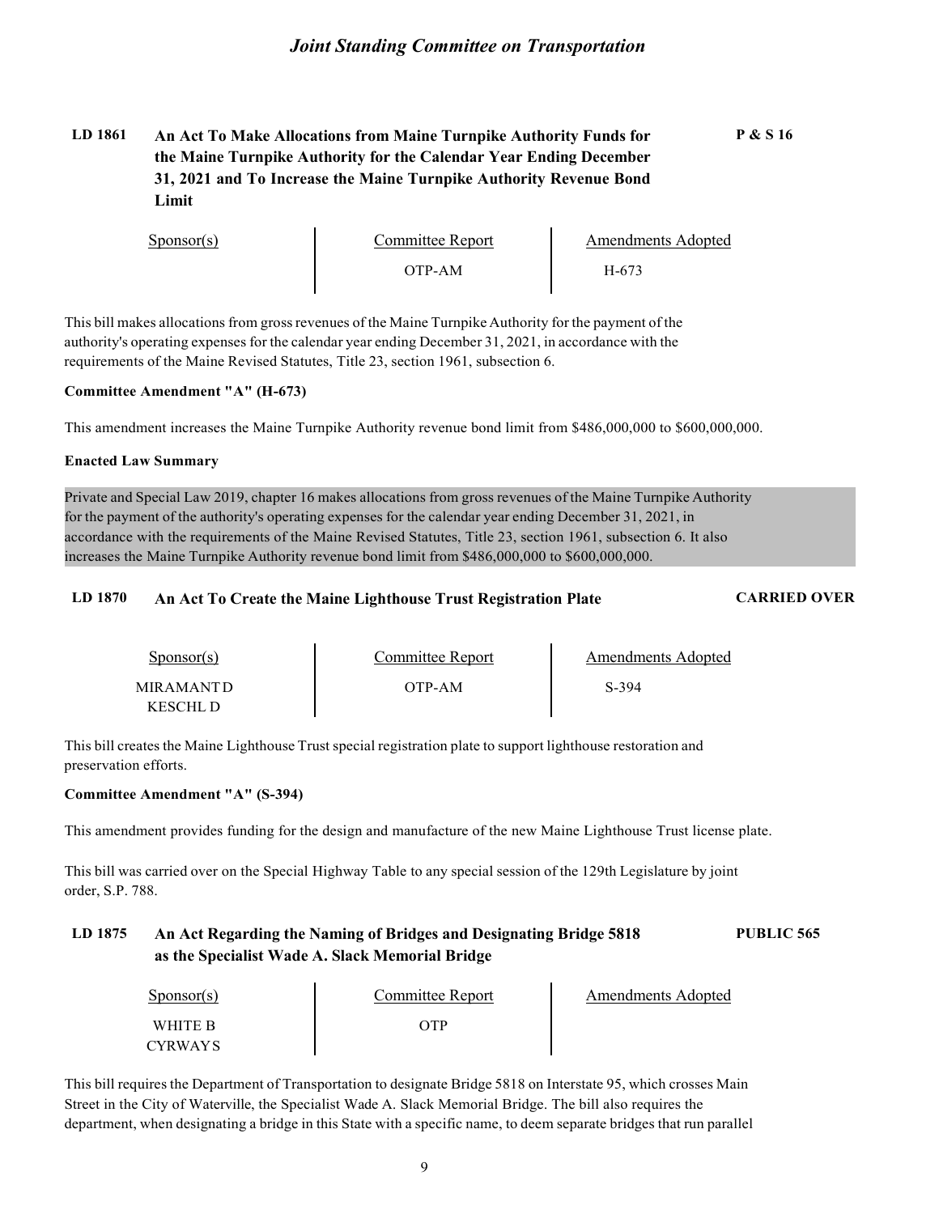**LD 1861 An Act To Make Allocations from Maine Turnpike Authority Funds for the Maine Turnpike Authority for the Calendar Year Ending December 31, 2021 and To Increase the Maine Turnpike Authority Revenue Bond Limit** **P & S 16**

| Sponsor(s) | Committee Report | Amendments Adopted |
|---|---|---|
| | OTP-AM | H-673 |

This bill makes allocations from gross revenues of the Maine Turnpike Authority for the payment of the authority's operating expenses for the calendar year ending December 31, 2021, in accordance with the requirements of the Maine Revised Statutes, Title 23, section 1961, subsection 6.

**Committee Amendment "A" (H-673)**

This amendment increases the Maine Turnpike Authority revenue bond limit from $486,000,000 to $600,000,000.

**Enacted Law Summary**

Private and Special Law 2019, chapter 16 makes allocations from gross revenues of the Maine Turnpike Authority for the payment of the authority's operating expenses for the calendar year ending December 31, 2021, in accordance with the requirements of the Maine Revised Statutes, Title 23, section 1961, subsection 6. It also increases the Maine Turnpike Authority revenue bond limit from $486,000,000 to $600,000,000.

**LD 1870 An Act To Create the Maine Lighthouse Trust Registration Plate** **CARRIED OVER**

| Sponsor(s) | Committee Report | Amendments Adopted |
|---|---|---|
| MIRAMANT D<br>KESCHL D | OTP-AM | S-394 |

This bill creates the Maine Lighthouse Trust special registration plate to support lighthouse restoration and preservation efforts.

**Committee Amendment "A" (S-394)**

This amendment provides funding for the design and manufacture of the new Maine Lighthouse Trust license plate.

This bill was carried over on the Special Highway Table to any special session of the 129th Legislature by joint order, S.P. 788.

**LD 1875 An Act Regarding the Naming of Bridges and Designating Bridge 5818 as the Specialist Wade A. Slack Memorial Bridge** **PUBLIC 565**

| Sponsor(s) | Committee Report | Amendments Adopted |
|---|---|---|
| WHITE B<br>CYRWAY S | OTP | |

This bill requires the Department of Transportation to designate Bridge 5818 on Interstate 95, which crosses Main Street in the City of Waterville, the Specialist Wade A. Slack Memorial Bridge. The bill also requires the department, when designating a bridge in this State with a specific name, to deem separate bridges that run parallel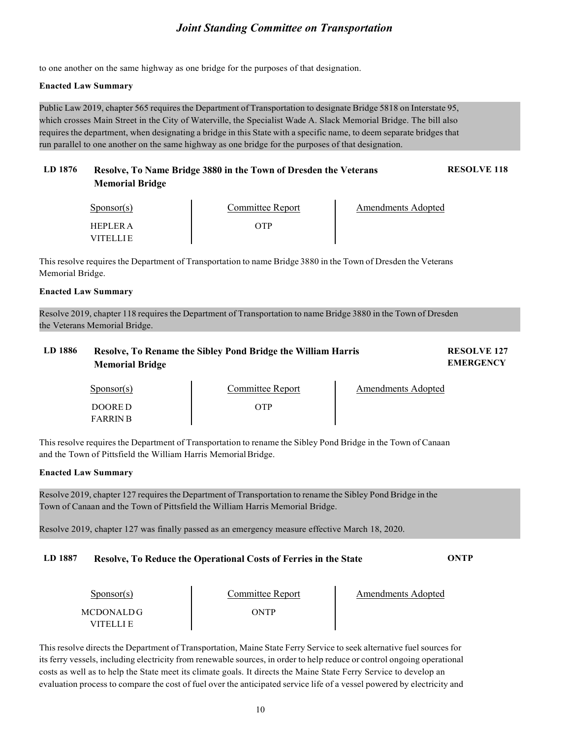to one another on the same highway as one bridge for the purposes of that designation.

**Enacted Law Summary**

Public Law 2019, chapter 565 requires the Department of Transportation to designate Bridge 5818 on Interstate 95, which crosses Main Street in the City of Waterville, the Specialist Wade A. Slack Memorial Bridge. The bill also requires the department, when designating a bridge in this State with a specific name, to deem separate bridges that run parallel to one another on the same highway as one bridge for the purposes of that designation.

### LD 1876 Resolve, To Name Bridge 3880 in the Town of Dresden the Veterans Memorial Bridge — RESOLVE 118

| Sponsor(s) | Committee Report | Amendments Adopted |
|---|---|---|
| HEPLER A<br>VITELLI E | OTP | |

This resolve requires the Department of Transportation to name Bridge 3880 in the Town of Dresden the Veterans Memorial Bridge.

**Enacted Law Summary**

Resolve 2019, chapter 118 requires the Department of Transportation to name Bridge 3880 in the Town of Dresden the Veterans Memorial Bridge.

### LD 1886 Resolve, To Rename the Sibley Pond Bridge the William Harris Memorial Bridge — RESOLVE 127 EMERGENCY

| Sponsor(s) | Committee Report | Amendments Adopted |
|---|---|---|
| DOORE D<br>FARRIN B | OTP | |

This resolve requires the Department of Transportation to rename the Sibley Pond Bridge in the Town of Canaan and the Town of Pittsfield the William Harris Memorial Bridge.

**Enacted Law Summary**

Resolve 2019, chapter 127 requires the Department of Transportation to rename the Sibley Pond Bridge in the Town of Canaan and the Town of Pittsfield the William Harris Memorial Bridge.

Resolve 2019, chapter 127 was finally passed as an emergency measure effective March 18, 2020.

### LD 1887 Resolve, To Reduce the Operational Costs of Ferries in the State — ONTP

| Sponsor(s) | Committee Report | Amendments Adopted |
|---|---|---|
| MCDONALD G<br>VITELLI E | ONTP | |

This resolve directs the Department of Transportation, Maine State Ferry Service to seek alternative fuel sources for its ferry vessels, including electricity from renewable sources, in order to help reduce or control ongoing operational costs as well as to help the State meet its climate goals. It directs the Maine State Ferry Service to develop an evaluation process to compare the cost of fuel over the anticipated service life of a vessel powered by electricity and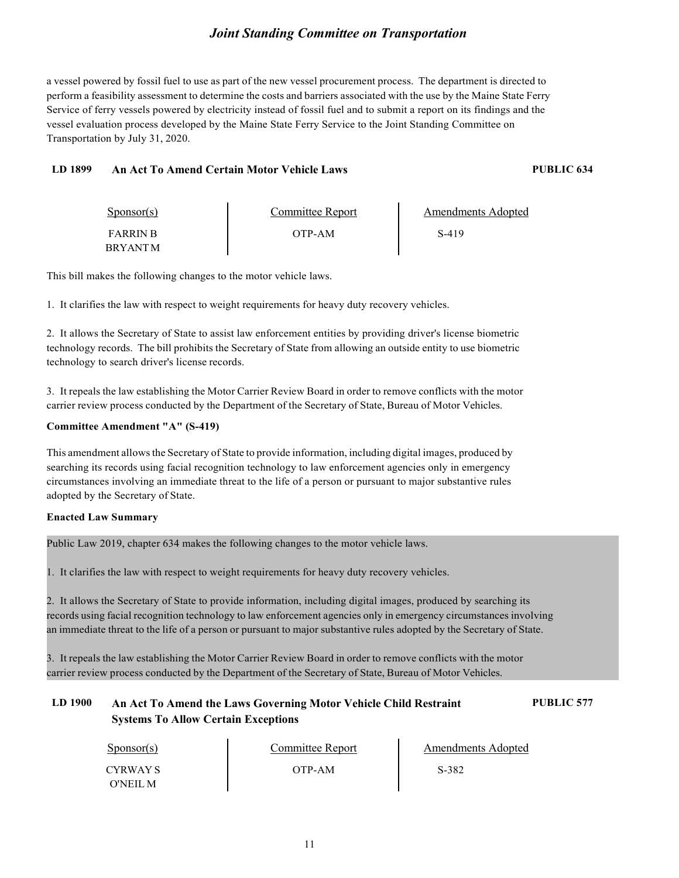a vessel powered by fossil fuel to use as part of the new vessel procurement process. The department is directed to perform a feasibility assessment to determine the costs and barriers associated with the use by the Maine State Ferry Service of ferry vessels powered by electricity instead of fossil fuel and to submit a report on its findings and the vessel evaluation process developed by the Maine State Ferry Service to the Joint Standing Committee on Transportation by July 31, 2020.

### LD 1899 An Act To Amend Certain Motor Vehicle Laws — PUBLIC 634

| Sponsor(s) | Committee Report | Amendments Adopted |
|---|---|---|
| FARRIN B<br>BRYANT M | OTP-AM | S-419 |

This bill makes the following changes to the motor vehicle laws.

1. It clarifies the law with respect to weight requirements for heavy duty recovery vehicles.

2. It allows the Secretary of State to assist law enforcement entities by providing driver's license biometric technology records. The bill prohibits the Secretary of State from allowing an outside entity to use biometric technology to search driver's license records.

3. It repeals the law establishing the Motor Carrier Review Board in order to remove conflicts with the motor carrier review process conducted by the Department of the Secretary of State, Bureau of Motor Vehicles.

**Committee Amendment "A" (S-419)**

This amendment allows the Secretary of State to provide information, including digital images, produced by searching its records using facial recognition technology to law enforcement agencies only in emergency circumstances involving an immediate threat to the life of a person or pursuant to major substantive rules adopted by the Secretary of State.

**Enacted Law Summary**

Public Law 2019, chapter 634 makes the following changes to the motor vehicle laws.

1. It clarifies the law with respect to weight requirements for heavy duty recovery vehicles.

2. It allows the Secretary of State to provide information, including digital images, produced by searching its records using facial recognition technology to law enforcement agencies only in emergency circumstances involving an immediate threat to the life of a person or pursuant to major substantive rules adopted by the Secretary of State.

3. It repeals the law establishing the Motor Carrier Review Board in order to remove conflicts with the motor carrier review process conducted by the Department of the Secretary of State, Bureau of Motor Vehicles.

### LD 1900 An Act To Amend the Laws Governing Motor Vehicle Child Restraint Systems To Allow Certain Exceptions — PUBLIC 577

| Sponsor(s) | Committee Report | Amendments Adopted |
|---|---|---|
| CYRWAY S<br>O'NEIL M | OTP-AM | S-382 |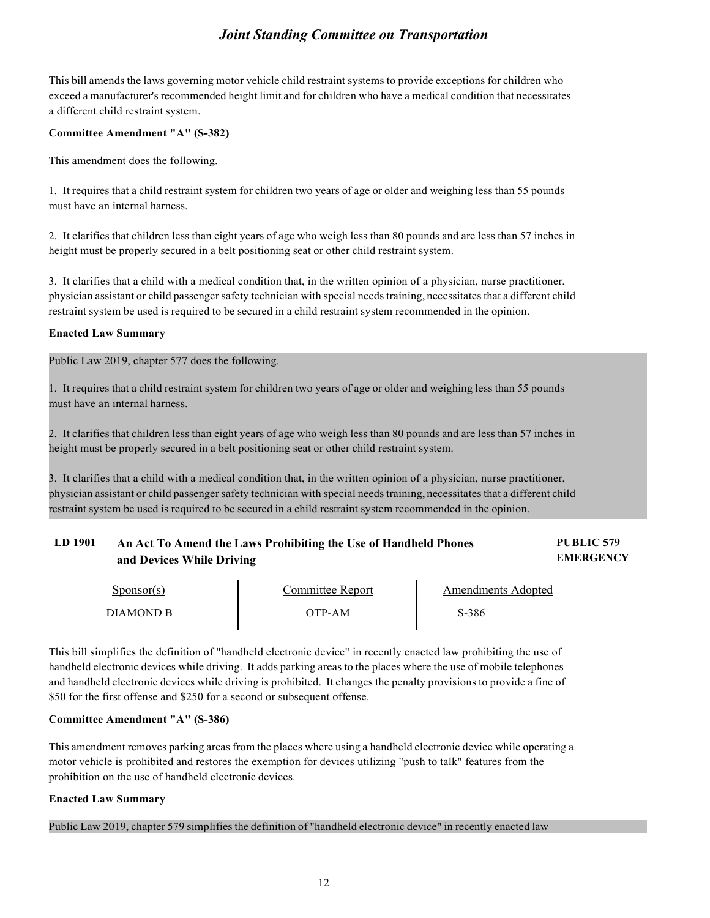This bill amends the laws governing motor vehicle child restraint systems to provide exceptions for children who exceed a manufacturer's recommended height limit and for children who have a medical condition that necessitates a different child restraint system.

**Committee Amendment "A" (S-382)**

This amendment does the following.

1. It requires that a child restraint system for children two years of age or older and weighing less than 55 pounds must have an internal harness.

2. It clarifies that children less than eight years of age who weigh less than 80 pounds and are less than 57 inches in height must be properly secured in a belt positioning seat or other child restraint system.

3. It clarifies that a child with a medical condition that, in the written opinion of a physician, nurse practitioner, physician assistant or child passenger safety technician with special needs training, necessitates that a different child restraint system be used is required to be secured in a child restraint system recommended in the opinion.

**Enacted Law Summary**

Public Law 2019, chapter 577 does the following.

1. It requires that a child restraint system for children two years of age or older and weighing less than 55 pounds must have an internal harness.

2. It clarifies that children less than eight years of age who weigh less than 80 pounds and are less than 57 inches in height must be properly secured in a belt positioning seat or other child restraint system.

3. It clarifies that a child with a medical condition that, in the written opinion of a physician, nurse practitioner, physician assistant or child passenger safety technician with special needs training, necessitates that a different child restraint system be used is required to be secured in a child restraint system recommended in the opinion.

### LD 1901 An Act To Amend the Laws Prohibiting the Use of Handheld Phones and Devices While Driving

**PUBLIC 579 EMERGENCY**

| Sponsor(s) | Committee Report | Amendments Adopted |
|---|---|---|
| DIAMOND B | OTP-AM | S-386 |

This bill simplifies the definition of "handheld electronic device" in recently enacted law prohibiting the use of handheld electronic devices while driving. It adds parking areas to the places where the use of mobile telephones and handheld electronic devices while driving is prohibited. It changes the penalty provisions to provide a fine of $50 for the first offense and $250 for a second or subsequent offense.

**Committee Amendment "A" (S-386)**

This amendment removes parking areas from the places where using a handheld electronic device while operating a motor vehicle is prohibited and restores the exemption for devices utilizing "push to talk" features from the prohibition on the use of handheld electronic devices.

**Enacted Law Summary**

Public Law 2019, chapter 579 simplifies the definition of "handheld electronic device" in recently enacted law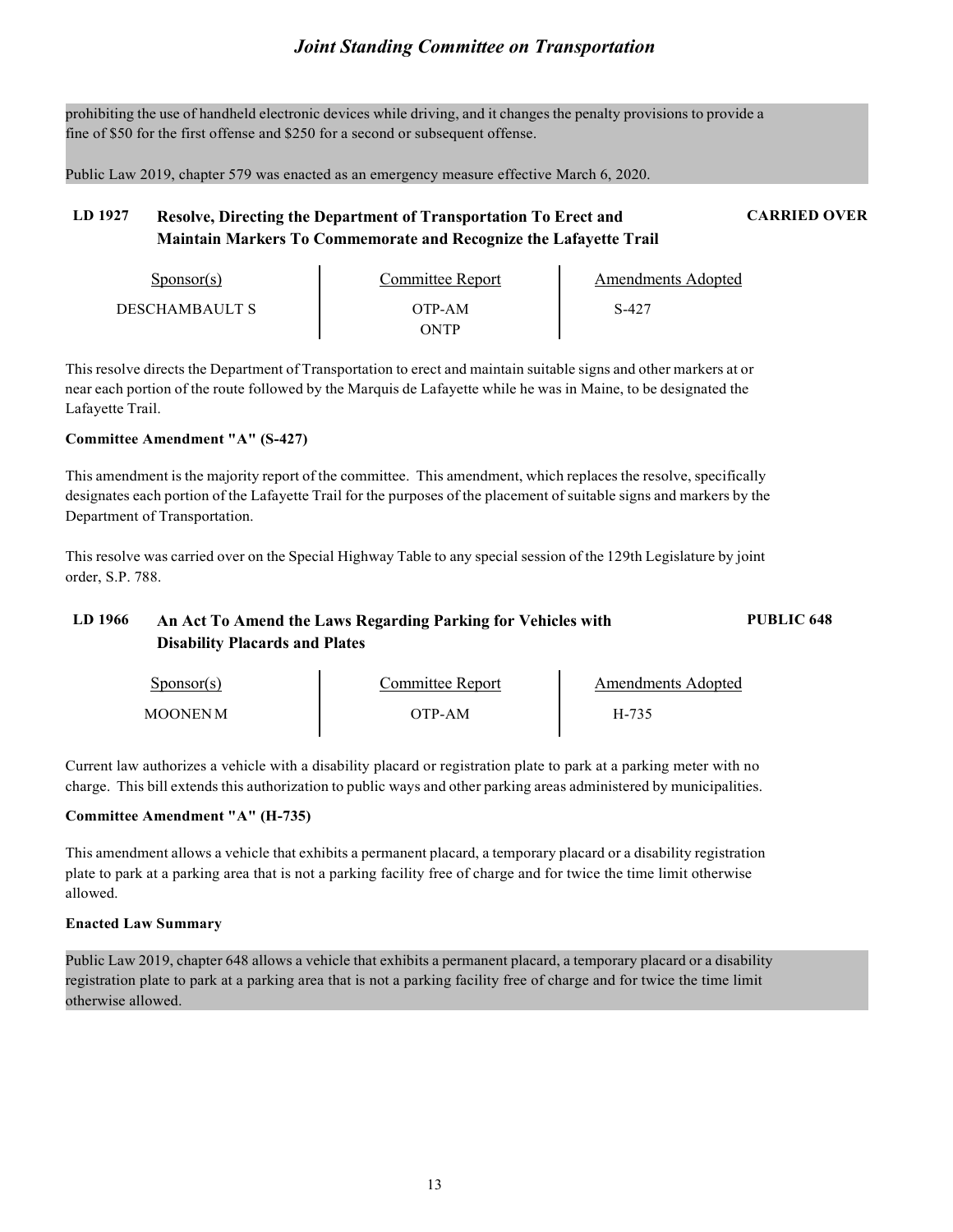prohibiting the use of handheld electronic devices while driving, and it changes the penalty provisions to provide a fine of $50 for the first offense and $250 for a second or subsequent offense.

Public Law 2019, chapter 579 was enacted as an emergency measure effective March 6, 2020.

### LD 1927 Resolve, Directing the Department of Transportation To Erect and Maintain Markers To Commemorate and Recognize the Lafayette Trail — CARRIED OVER

| Sponsor(s) | Committee Report | Amendments Adopted |
|---|---|---|
| DESCHAMBAULT S | OTP-AM<br>ONTP | S-427 |

This resolve directs the Department of Transportation to erect and maintain suitable signs and other markers at or near each portion of the route followed by the Marquis de Lafayette while he was in Maine, to be designated the Lafayette Trail.

**Committee Amendment "A" (S-427)**

This amendment is the majority report of the committee. This amendment, which replaces the resolve, specifically designates each portion of the Lafayette Trail for the purposes of the placement of suitable signs and markers by the Department of Transportation.

This resolve was carried over on the Special Highway Table to any special session of the 129th Legislature by joint order, S.P. 788.

### LD 1966 An Act To Amend the Laws Regarding Parking for Vehicles with Disability Placards and Plates — PUBLIC 648

| Sponsor(s) | Committee Report | Amendments Adopted |
|---|---|---|
| MOONEN M | OTP-AM | H-735 |

Current law authorizes a vehicle with a disability placard or registration plate to park at a parking meter with no charge. This bill extends this authorization to public ways and other parking areas administered by municipalities.

**Committee Amendment "A" (H-735)**

This amendment allows a vehicle that exhibits a permanent placard, a temporary placard or a disability registration plate to park at a parking area that is not a parking facility free of charge and for twice the time limit otherwise allowed.

**Enacted Law Summary**

Public Law 2019, chapter 648 allows a vehicle that exhibits a permanent placard, a temporary placard or a disability registration plate to park at a parking area that is not a parking facility free of charge and for twice the time limit otherwise allowed.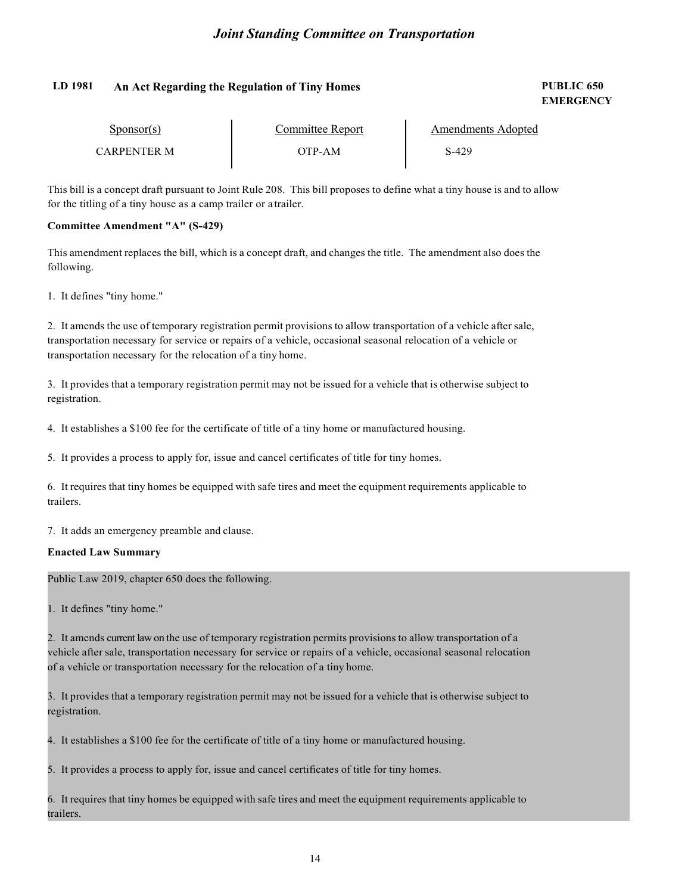## LD 1981 An Act Regarding the Regulation of Tiny Homes

**PUBLIC 650**
**EMERGENCY**

| Sponsor(s) | Committee Report | Amendments Adopted |
|---|---|---|
| CARPENTER M | OTP-AM | S-429 |

This bill is a concept draft pursuant to Joint Rule 208. This bill proposes to define what a tiny house is and to allow for the titling of a tiny house as a camp trailer or a trailer.

**Committee Amendment "A" (S-429)**

This amendment replaces the bill, which is a concept draft, and changes the title. The amendment also does the following.

1. It defines "tiny home."

2. It amends the use of temporary registration permit provisions to allow transportation of a vehicle after sale, transportation necessary for service or repairs of a vehicle, occasional seasonal relocation of a vehicle or transportation necessary for the relocation of a tiny home.

3. It provides that a temporary registration permit may not be issued for a vehicle that is otherwise subject to registration.

4. It establishes a $100 fee for the certificate of title of a tiny home or manufactured housing.

5. It provides a process to apply for, issue and cancel certificates of title for tiny homes.

6. It requires that tiny homes be equipped with safe tires and meet the equipment requirements applicable to trailers.

7. It adds an emergency preamble and clause.

**Enacted Law Summary**

Public Law 2019, chapter 650 does the following.

1. It defines "tiny home."

2. It amends current law on the use of temporary registration permits provisions to allow transportation of a vehicle after sale, transportation necessary for service or repairs of a vehicle, occasional seasonal relocation of a vehicle or transportation necessary for the relocation of a tiny home.

3. It provides that a temporary registration permit may not be issued for a vehicle that is otherwise subject to registration.

4. It establishes a $100 fee for the certificate of title of a tiny home or manufactured housing.

5. It provides a process to apply for, issue and cancel certificates of title for tiny homes.

6. It requires that tiny homes be equipped with safe tires and meet the equipment requirements applicable to trailers.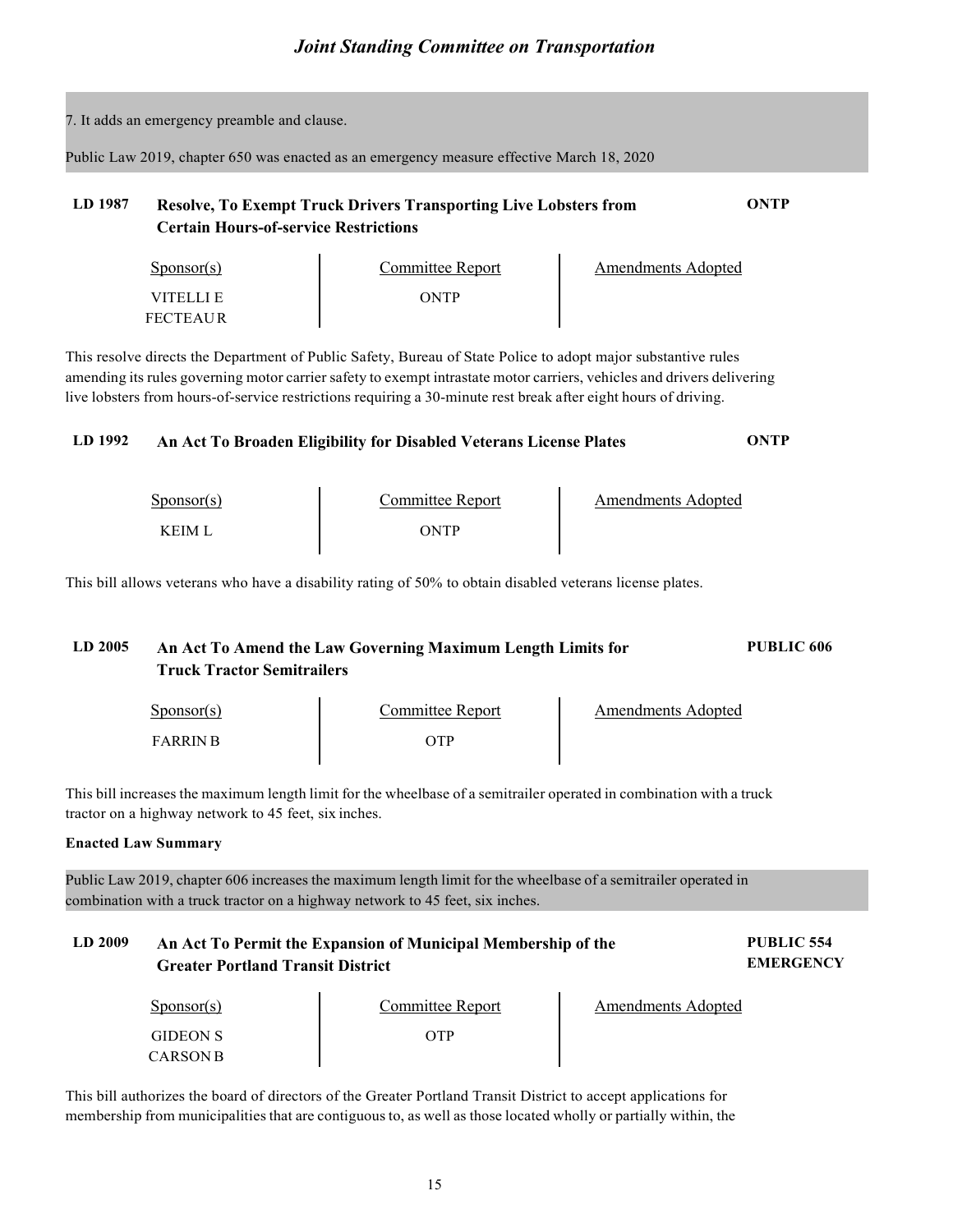7. It adds an emergency preamble and clause.

Public Law 2019, chapter 650 was enacted as an emergency measure effective March 18, 2020

## LD 1987 Resolve, To Exempt Truck Drivers Transporting Live Lobsters from Certain Hours-of-service Restrictions — ONTP

| Sponsor(s) | Committee Report | Amendments Adopted |
|---|---|---|
| VITELLI E<br>FECTEAU R | ONTP | |

This resolve directs the Department of Public Safety, Bureau of State Police to adopt major substantive rules amending its rules governing motor carrier safety to exempt intrastate motor carriers, vehicles and drivers delivering live lobsters from hours-of-service restrictions requiring a 30-minute rest break after eight hours of driving.

## LD 1992 An Act To Broaden Eligibility for Disabled Veterans License Plates — ONTP

| Sponsor(s) | Committee Report | Amendments Adopted |
|---|---|---|
| KEIM L | ONTP | |

This bill allows veterans who have a disability rating of 50% to obtain disabled veterans license plates.

## LD 2005 An Act To Amend the Law Governing Maximum Length Limits for Truck Tractor Semitrailers — PUBLIC 606

| Sponsor(s) | Committee Report | Amendments Adopted |
|---|---|---|
| FARRIN B | OTP | |

This bill increases the maximum length limit for the wheelbase of a semitrailer operated in combination with a truck tractor on a highway network to 45 feet, six inches.

**Enacted Law Summary**

Public Law 2019, chapter 606 increases the maximum length limit for the wheelbase of a semitrailer operated in combination with a truck tractor on a highway network to 45 feet, six inches.

## LD 2009 An Act To Permit the Expansion of Municipal Membership of the Greater Portland Transit District — PUBLIC 554 EMERGENCY

| Sponsor(s) | Committee Report | Amendments Adopted |
|---|---|---|
| GIDEON S<br>CARSON B | OTP | |

This bill authorizes the board of directors of the Greater Portland Transit District to accept applications for membership from municipalities that are contiguous to, as well as those located wholly or partially within, the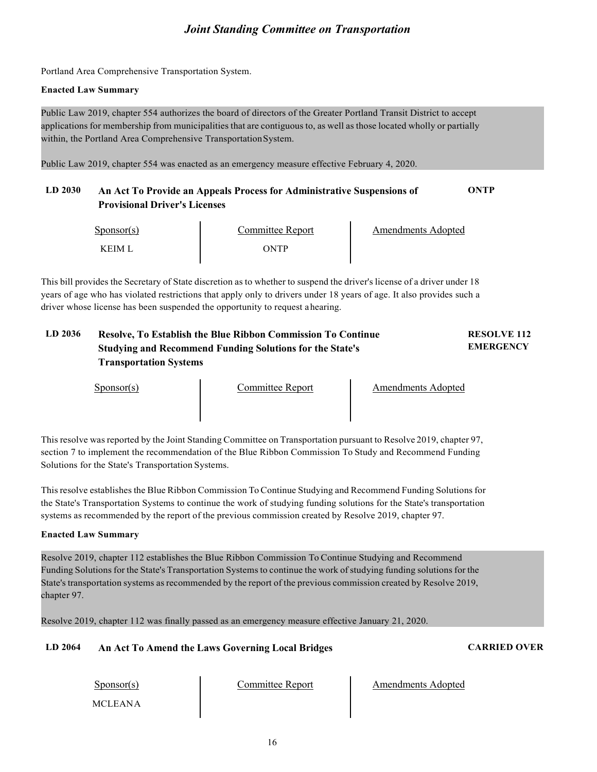Portland Area Comprehensive Transportation System.

**Enacted Law Summary**

Public Law 2019, chapter 554 authorizes the board of directors of the Greater Portland Transit District to accept applications for membership from municipalities that are contiguous to, as well as those located wholly or partially within, the Portland Area Comprehensive Transportation System.

Public Law 2019, chapter 554 was enacted as an emergency measure effective February 4, 2020.

### LD 2030 An Act To Provide an Appeals Process for Administrative Suspensions of Provisional Driver's Licenses — ONTP

| Sponsor(s) | Committee Report | Amendments Adopted |
|---|---|---|
| KEIM L | ONTP | |

This bill provides the Secretary of State discretion as to whether to suspend the driver's license of a driver under 18 years of age who has violated restrictions that apply only to drivers under 18 years of age. It also provides such a driver whose license has been suspended the opportunity to request a hearing.

### LD 2036 Resolve, To Establish the Blue Ribbon Commission To Continue Studying and Recommend Funding Solutions for the State's Transportation Systems — RESOLVE 112 EMERGENCY

| Sponsor(s) | Committee Report | Amendments Adopted |
|---|---|---|
| | | |

This resolve was reported by the Joint Standing Committee on Transportation pursuant to Resolve 2019, chapter 97, section 7 to implement the recommendation of the Blue Ribbon Commission To Study and Recommend Funding Solutions for the State's Transportation Systems.

This resolve establishes the Blue Ribbon Commission To Continue Studying and Recommend Funding Solutions for the State's Transportation Systems to continue the work of studying funding solutions for the State's transportation systems as recommended by the report of the previous commission created by Resolve 2019, chapter 97.

**Enacted Law Summary**

Resolve 2019, chapter 112 establishes the Blue Ribbon Commission To Continue Studying and Recommend Funding Solutions for the State's Transportation Systems to continue the work of studying funding solutions for the State's transportation systems as recommended by the report of the previous commission created by Resolve 2019, chapter 97.

Resolve 2019, chapter 112 was finally passed as an emergency measure effective January 21, 2020.

### LD 2064 An Act To Amend the Laws Governing Local Bridges — CARRIED OVER

| Sponsor(s) | Committee Report | Amendments Adopted |
|---|---|---|
| MCLEAN A | | |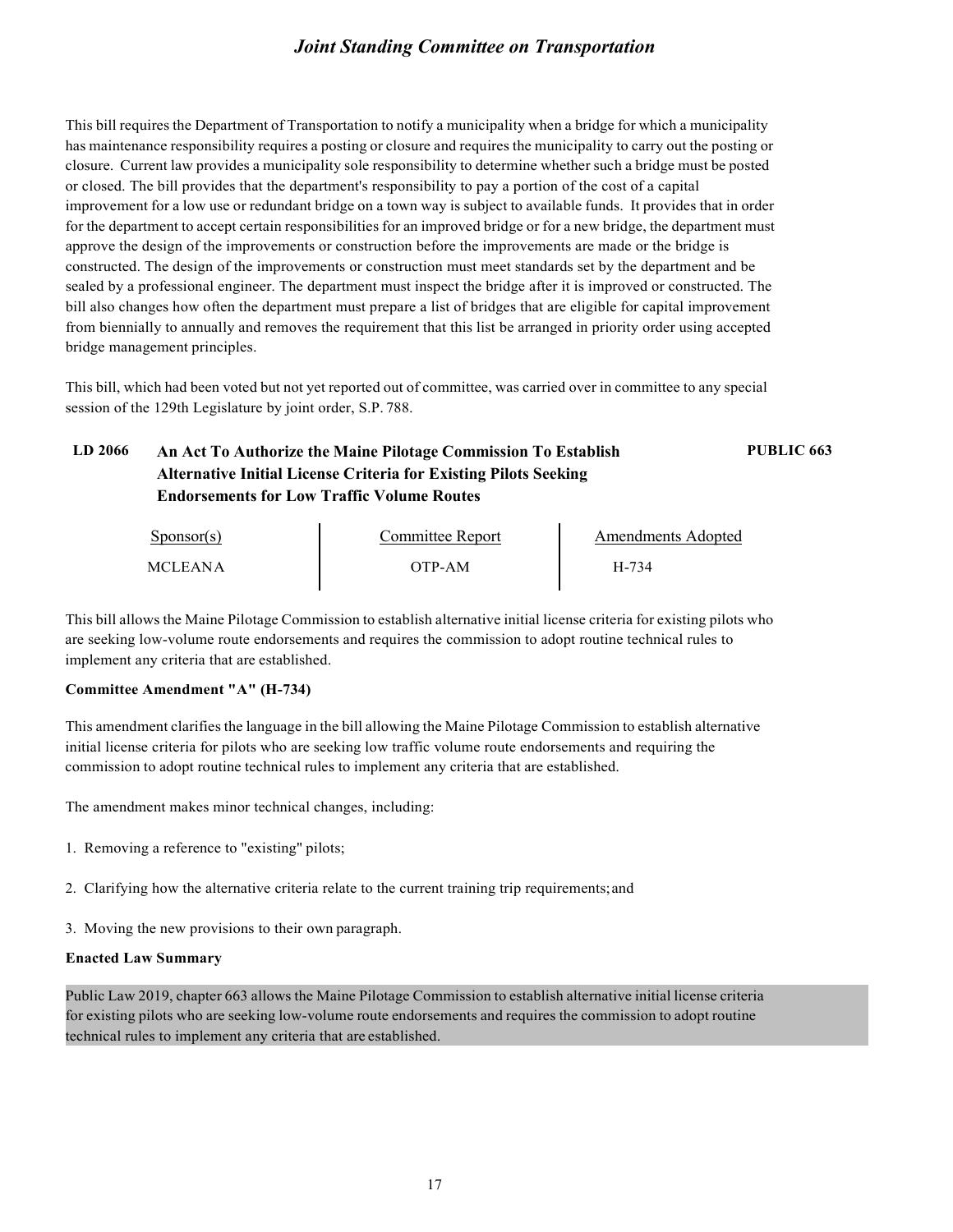This bill requires the Department of Transportation to notify a municipality when a bridge for which a municipality has maintenance responsibility requires a posting or closure and requires the municipality to carry out the posting or closure. Current law provides a municipality sole responsibility to determine whether such a bridge must be posted or closed. The bill provides that the department's responsibility to pay a portion of the cost of a capital improvement for a low use or redundant bridge on a town way is subject to available funds. It provides that in order for the department to accept certain responsibilities for an improved bridge or for a new bridge, the department must approve the design of the improvements or construction before the improvements are made or the bridge is constructed. The design of the improvements or construction must meet standards set by the department and be sealed by a professional engineer. The department must inspect the bridge after it is improved or constructed. The bill also changes how often the department must prepare a list of bridges that are eligible for capital improvement from biennially to annually and removes the requirement that this list be arranged in priority order using accepted bridge management principles.

This bill, which had been voted but not yet reported out of committee, was carried over in committee to any special session of the 129th Legislature by joint order, S.P. 788.

### LD 2066 An Act To Authorize the Maine Pilotage Commission To Establish Alternative Initial License Criteria for Existing Pilots Seeking Endorsements for Low Traffic Volume Routes — PUBLIC 663

| Sponsor(s) | Committee Report | Amendments Adopted |
|---|---|---|
| MCLEANA | OTP-AM | H-734 |

This bill allows the Maine Pilotage Commission to establish alternative initial license criteria for existing pilots who are seeking low-volume route endorsements and requires the commission to adopt routine technical rules to implement any criteria that are established.

**Committee Amendment "A" (H-734)**

This amendment clarifies the language in the bill allowing the Maine Pilotage Commission to establish alternative initial license criteria for pilots who are seeking low traffic volume route endorsements and requiring the commission to adopt routine technical rules to implement any criteria that are established.

The amendment makes minor technical changes, including:

1. Removing a reference to "existing" pilots;
2. Clarifying how the alternative criteria relate to the current training trip requirements; and
3. Moving the new provisions to their own paragraph.

**Enacted Law Summary**

Public Law 2019, chapter 663 allows the Maine Pilotage Commission to establish alternative initial license criteria for existing pilots who are seeking low-volume route endorsements and requires the commission to adopt routine technical rules to implement any criteria that are established.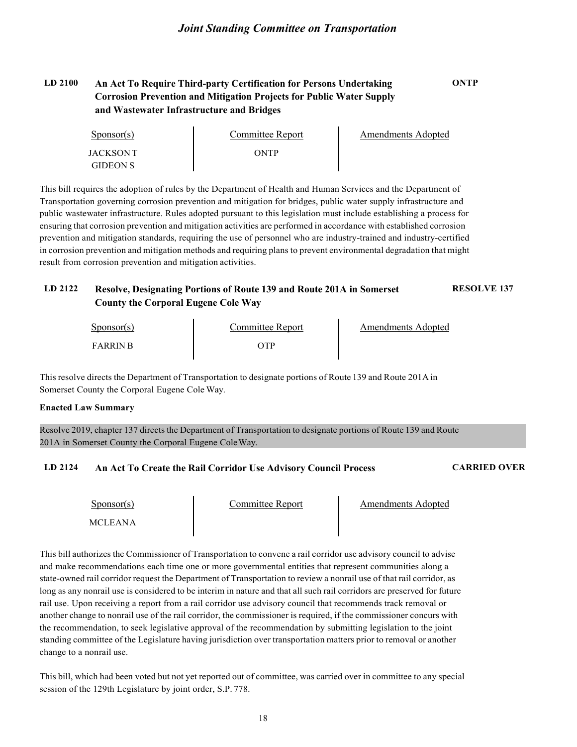## LD 2100 An Act To Require Third-party Certification for Persons Undertaking Corrosion Prevention and Mitigation Projects for Public Water Supply and Wastewater Infrastructure and Bridges

**ONTP**

| Sponsor(s) | Committee Report | Amendments Adopted |
|---|---|---|
| JACKSON T<br>GIDEON S | ONTP | |

This bill requires the adoption of rules by the Department of Health and Human Services and the Department of Transportation governing corrosion prevention and mitigation for bridges, public water supply infrastructure and public wastewater infrastructure. Rules adopted pursuant to this legislation must include establishing a process for ensuring that corrosion prevention and mitigation activities are performed in accordance with established corrosion prevention and mitigation standards, requiring the use of personnel who are industry-trained and industry-certified in corrosion prevention and mitigation methods and requiring plans to prevent environmental degradation that might result from corrosion prevention and mitigation activities.

## LD 2122 Resolve, Designating Portions of Route 139 and Route 201A in Somerset County the Corporal Eugene Cole Way

**RESOLVE 137**

| Sponsor(s) | Committee Report | Amendments Adopted |
|---|---|---|
| FARRIN B | OTP | |

This resolve directs the Department of Transportation to designate portions of Route 139 and Route 201A in Somerset County the Corporal Eugene Cole Way.

**Enacted Law Summary**

Resolve 2019, chapter 137 directs the Department of Transportation to designate portions of Route 139 and Route 201A in Somerset County the Corporal Eugene Cole Way.

## LD 2124 An Act To Create the Rail Corridor Use Advisory Council Process

**CARRIED OVER**

| Sponsor(s) | Committee Report | Amendments Adopted |
|---|---|---|
| MCLEAN A | | |

This bill authorizes the Commissioner of Transportation to convene a rail corridor use advisory council to advise and make recommendations each time one or more governmental entities that represent communities along a state-owned rail corridor request the Department of Transportation to review a nonrail use of that rail corridor, as long as any nonrail use is considered to be interim in nature and that all such rail corridors are preserved for future rail use. Upon receiving a report from a rail corridor use advisory council that recommends track removal or another change to nonrail use of the rail corridor, the commissioner is required, if the commissioner concurs with the recommendation, to seek legislative approval of the recommendation by submitting legislation to the joint standing committee of the Legislature having jurisdiction over transportation matters prior to removal or another change to a nonrail use.

This bill, which had been voted but not yet reported out of committee, was carried over in committee to any special session of the 129th Legislature by joint order, S.P. 778.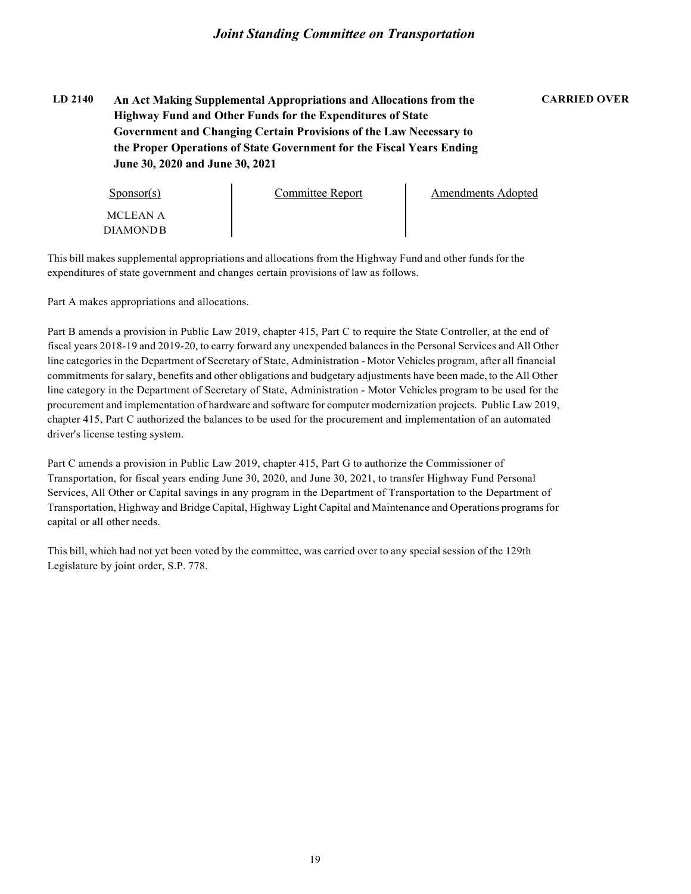**LD 2140** **An Act Making Supplemental Appropriations and Allocations from the Highway Fund and Other Funds for the Expenditures of State Government and Changing Certain Provisions of the Law Necessary to the Proper Operations of State Government for the Fiscal Years Ending June 30, 2020 and June 30, 2021** **CARRIED OVER**

| Sponsor(s) | Committee Report | Amendments Adopted |
| --- | --- | --- |
| MCLEAN A<br>DIAMOND B | | |

This bill makes supplemental appropriations and allocations from the Highway Fund and other funds for the expenditures of state government and changes certain provisions of law as follows.

Part A makes appropriations and allocations.

Part B amends a provision in Public Law 2019, chapter 415, Part C to require the State Controller, at the end of fiscal years 2018-19 and 2019-20, to carry forward any unexpended balances in the Personal Services and All Other line categories in the Department of Secretary of State, Administration - Motor Vehicles program, after all financial commitments for salary, benefits and other obligations and budgetary adjustments have been made, to the All Other line category in the Department of Secretary of State, Administration - Motor Vehicles program to be used for the procurement and implementation of hardware and software for computer modernization projects. Public Law 2019, chapter 415, Part C authorized the balances to be used for the procurement and implementation of an automated driver's license testing system.

Part C amends a provision in Public Law 2019, chapter 415, Part G to authorize the Commissioner of Transportation, for fiscal years ending June 30, 2020, and June 30, 2021, to transfer Highway Fund Personal Services, All Other or Capital savings in any program in the Department of Transportation to the Department of Transportation, Highway and Bridge Capital, Highway Light Capital and Maintenance and Operations programs for capital or all other needs.

This bill, which had not yet been voted by the committee, was carried over to any special session of the 129th Legislature by joint order, S.P. 778.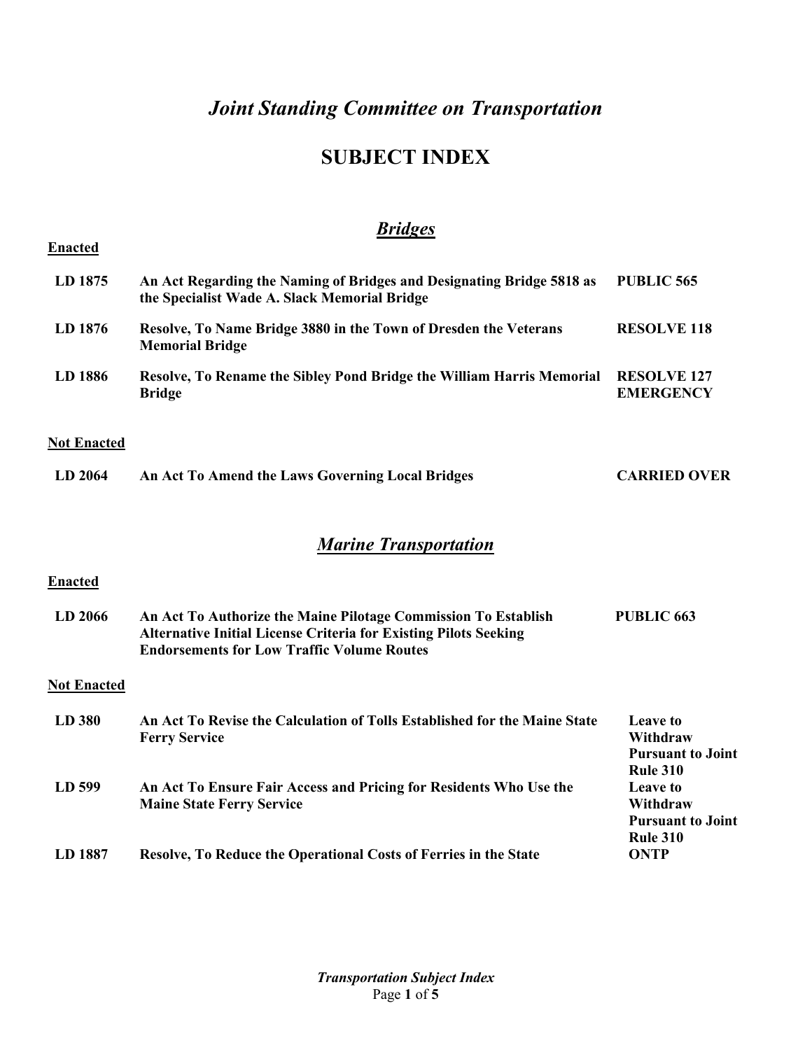# *Joint Standing Committee on Transportation*

## SUBJECT INDEX

### *Bridges*

**Enacted**

| | | |
|---|---|---|
| **LD 1875** | **An Act Regarding the Naming of Bridges and Designating Bridge 5818 as the Specialist Wade A. Slack Memorial Bridge** | **PUBLIC 565** |
| **LD 1876** | **Resolve, To Name Bridge 3880 in the Town of Dresden the Veterans Memorial Bridge** | **RESOLVE 118** |
| **LD 1886** | **Resolve, To Rename the Sibley Pond Bridge the William Harris Memorial Bridge** | **RESOLVE 127 EMERGENCY** |

**Not Enacted**

| | | |
|---|---|---|
| **LD 2064** | **An Act To Amend the Laws Governing Local Bridges** | **CARRIED OVER** |

### *Marine Transportation*

**Enacted**

| | | |
|---|---|---|
| **LD 2066** | **An Act To Authorize the Maine Pilotage Commission To Establish Alternative Initial License Criteria for Existing Pilots Seeking Endorsements for Low Traffic Volume Routes** | **PUBLIC 663** |

**Not Enacted**

| | | |
|---|---|---|
| **LD 380** | **An Act To Revise the Calculation of Tolls Established for the Maine State Ferry Service** | **Leave to Withdraw Pursuant to Joint Rule 310** |
| **LD 599** | **An Act To Ensure Fair Access and Pricing for Residents Who Use the Maine State Ferry Service** | **Leave to Withdraw Pursuant to Joint Rule 310** |
| **LD 1887** | **Resolve, To Reduce the Operational Costs of Ferries in the State** | **ONTP** |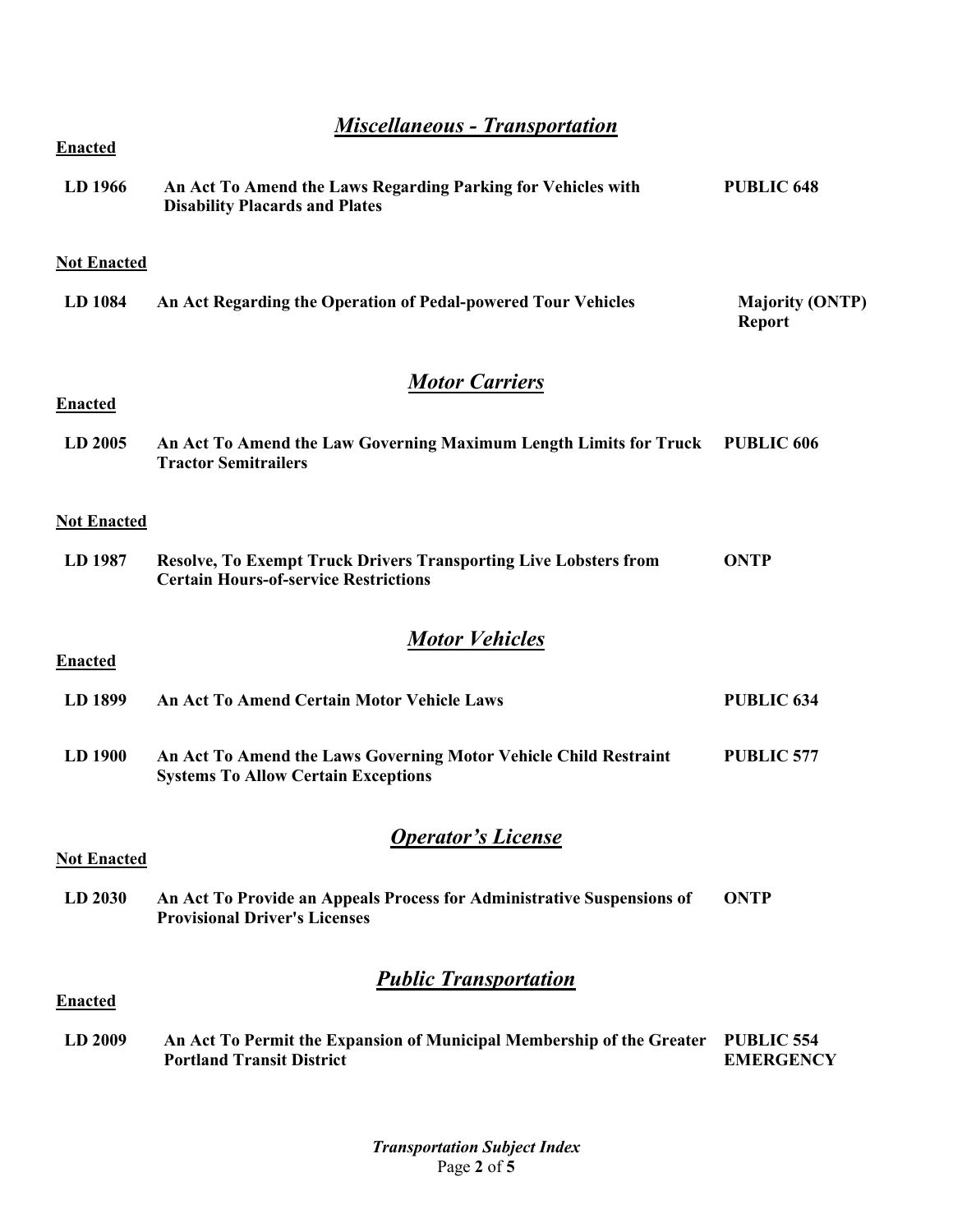## *Miscellaneous - Transportation*

**Enacted**

| | | |
|---|---|---|
| **LD 1966** | **An Act To Amend the Laws Regarding Parking for Vehicles with Disability Placards and Plates** | **PUBLIC 648** |

**Not Enacted**

| | | |
|---|---|---|
| **LD 1084** | **An Act Regarding the Operation of Pedal-powered Tour Vehicles** | **Majority (ONTP) Report** |

## *Motor Carriers*

**Enacted**

| | | |
|---|---|---|
| **LD 2005** | **An Act To Amend the Law Governing Maximum Length Limits for Truck Tractor Semitrailers** | **PUBLIC 606** |

**Not Enacted**

| | | |
|---|---|---|
| **LD 1987** | **Resolve, To Exempt Truck Drivers Transporting Live Lobsters from Certain Hours-of-service Restrictions** | **ONTP** |

## *Motor Vehicles*

**Enacted**

| | | |
|---|---|---|
| **LD 1899** | **An Act To Amend Certain Motor Vehicle Laws** | **PUBLIC 634** |
| **LD 1900** | **An Act To Amend the Laws Governing Motor Vehicle Child Restraint Systems To Allow Certain Exceptions** | **PUBLIC 577** |

## *Operator's License*

**Not Enacted**

| | | |
|---|---|---|
| **LD 2030** | **An Act To Provide an Appeals Process for Administrative Suspensions of Provisional Driver's Licenses** | **ONTP** |

## *Public Transportation*

**Enacted**

| | | |
|---|---|---|
| **LD 2009** | **An Act To Permit the Expansion of Municipal Membership of the Greater Portland Transit District** | **PUBLIC 554 EMERGENCY** |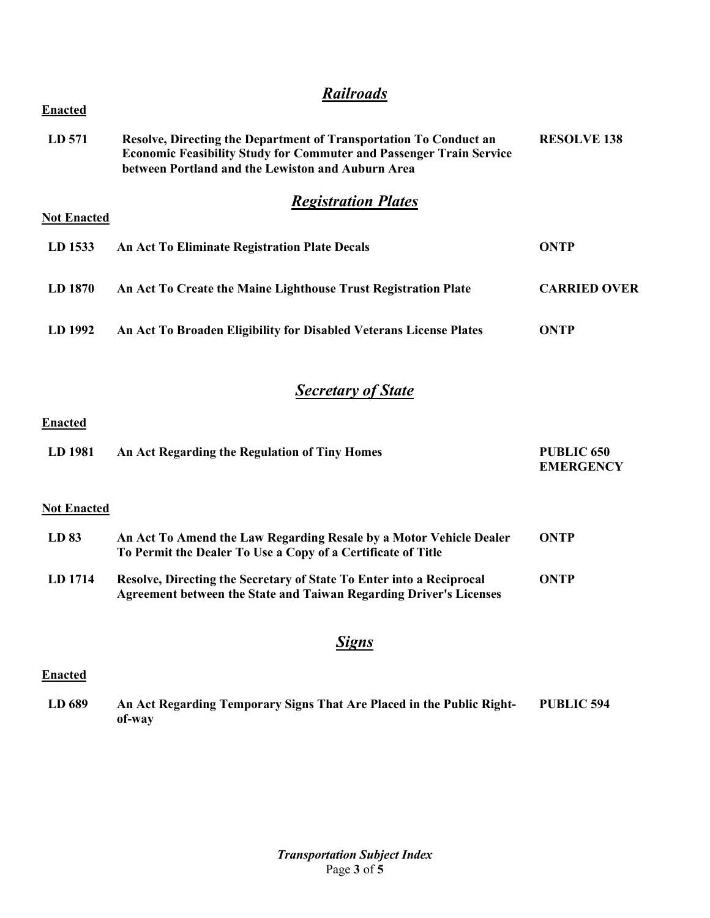## *Railroads*

**Enacted**

| | | |
|---|---|---|
| **LD 571** | **Resolve, Directing the Department of Transportation To Conduct an Economic Feasibility Study for Commuter and Passenger Train Service between Portland and the Lewiston and Auburn Area** | **RESOLVE 138** |

## *Registration Plates*

**Not Enacted**

| | | |
|---|---|---|
| **LD 1533** | **An Act To Eliminate Registration Plate Decals** | **ONTP** |
| **LD 1870** | **An Act To Create the Maine Lighthouse Trust Registration Plate** | **CARRIED OVER** |
| **LD 1992** | **An Act To Broaden Eligibility for Disabled Veterans License Plates** | **ONTP** |

## *Secretary of State*

**Enacted**

| | | |
|---|---|---|
| **LD 1981** | **An Act Regarding the Regulation of Tiny Homes** | **PUBLIC 650 EMERGENCY** |

**Not Enacted**

| | | |
|---|---|---|
| **LD 83** | **An Act To Amend the Law Regarding Resale by a Motor Vehicle Dealer To Permit the Dealer To Use a Copy of a Certificate of Title** | **ONTP** |
| **LD 1714** | **Resolve, Directing the Secretary of State To Enter into a Reciprocal Agreement between the State and Taiwan Regarding Driver's Licenses** | **ONTP** |

## *Signs*

**Enacted**

| | | |
|---|---|---|
| **LD 689** | **An Act Regarding Temporary Signs That Are Placed in the Public Right-of-way** | **PUBLIC 594** |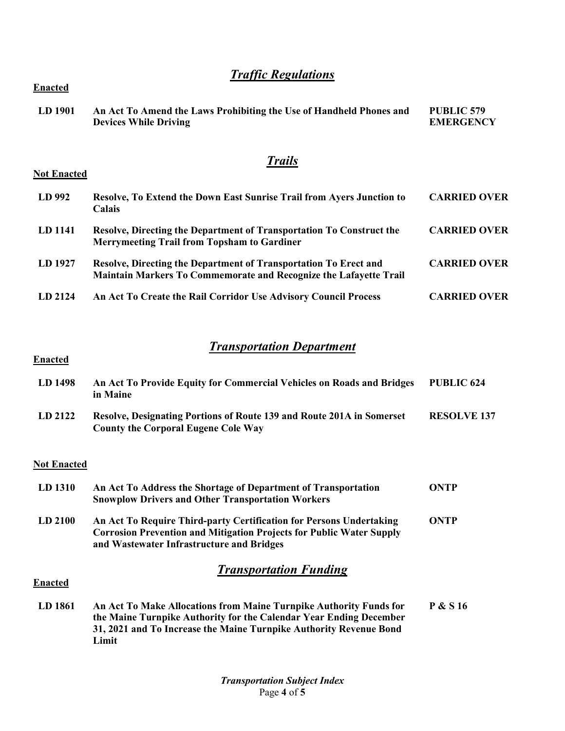## *Traffic Regulations*

**Enacted**

| | | |
|---|---|---|
| **LD 1901** | **An Act To Amend the Laws Prohibiting the Use of Handheld Phones and Devices While Driving** | **PUBLIC 579 EMERGENCY** |

## *Trails*

**Not Enacted**

| | | |
|---|---|---|
| **LD 992** | **Resolve, To Extend the Down East Sunrise Trail from Ayers Junction to Calais** | **CARRIED OVER** |
| **LD 1141** | **Resolve, Directing the Department of Transportation To Construct the Merrymeeting Trail from Topsham to Gardiner** | **CARRIED OVER** |
| **LD 1927** | **Resolve, Directing the Department of Transportation To Erect and Maintain Markers To Commemorate and Recognize the Lafayette Trail** | **CARRIED OVER** |
| **LD 2124** | **An Act To Create the Rail Corridor Use Advisory Council Process** | **CARRIED OVER** |

## *Transportation Department*

**Enacted**

| | | |
|---|---|---|
| **LD 1498** | **An Act To Provide Equity for Commercial Vehicles on Roads and Bridges in Maine** | **PUBLIC 624** |
| **LD 2122** | **Resolve, Designating Portions of Route 139 and Route 201A in Somerset County the Corporal Eugene Cole Way** | **RESOLVE 137** |

**Not Enacted**

| | | |
|---|---|---|
| **LD 1310** | **An Act To Address the Shortage of Department of Transportation Snowplow Drivers and Other Transportation Workers** | **ONTP** |
| **LD 2100** | **An Act To Require Third-party Certification for Persons Undertaking Corrosion Prevention and Mitigation Projects for Public Water Supply and Wastewater Infrastructure and Bridges** | **ONTP** |

## *Transportation Funding*

**Enacted**

| | | |
|---|---|---|
| **LD 1861** | **An Act To Make Allocations from Maine Turnpike Authority Funds for the Maine Turnpike Authority for the Calendar Year Ending December 31, 2021 and To Increase the Maine Turnpike Authority Revenue Bond Limit** | **P & S 16** |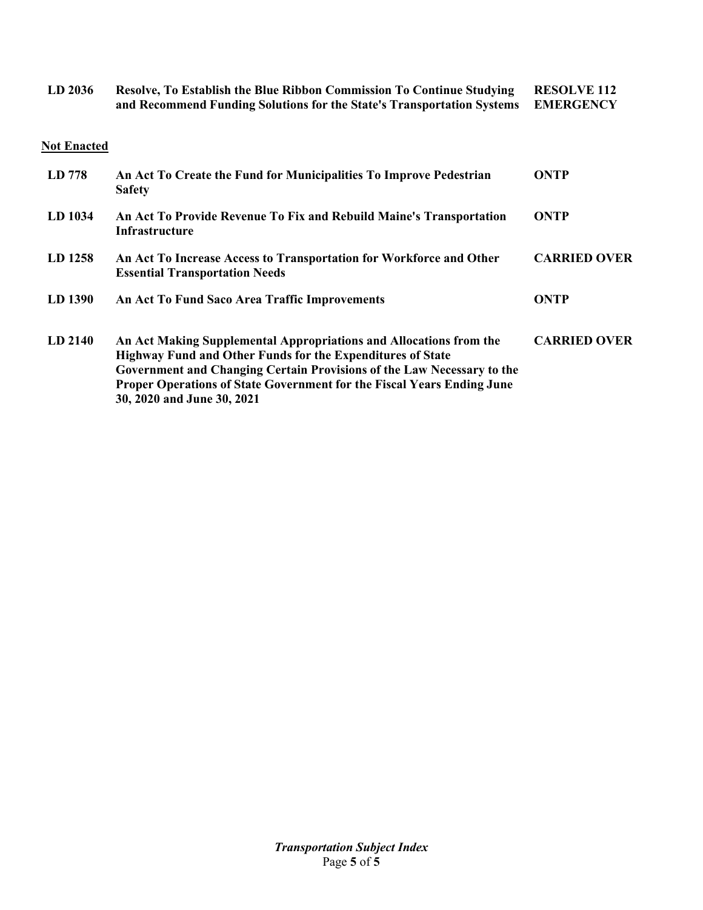| | | |
|---|---|---|
| **LD 2036** | **Resolve, To Establish the Blue Ribbon Commission To Continue Studying and Recommend Funding Solutions for the State's Transportation Systems** | **RESOLVE 112 EMERGENCY** |

**Not Enacted**

| | | |
|---|---|---|
| **LD 778** | **An Act To Create the Fund for Municipalities To Improve Pedestrian Safety** | **ONTP** |
| **LD 1034** | **An Act To Provide Revenue To Fix and Rebuild Maine's Transportation Infrastructure** | **ONTP** |
| **LD 1258** | **An Act To Increase Access to Transportation for Workforce and Other Essential Transportation Needs** | **CARRIED OVER** |
| **LD 1390** | **An Act To Fund Saco Area Traffic Improvements** | **ONTP** |
| **LD 2140** | **An Act Making Supplemental Appropriations and Allocations from the Highway Fund and Other Funds for the Expenditures of State Government and Changing Certain Provisions of the Law Necessary to the Proper Operations of State Government for the Fiscal Years Ending June 30, 2020 and June 30, 2021** | **CARRIED OVER** |